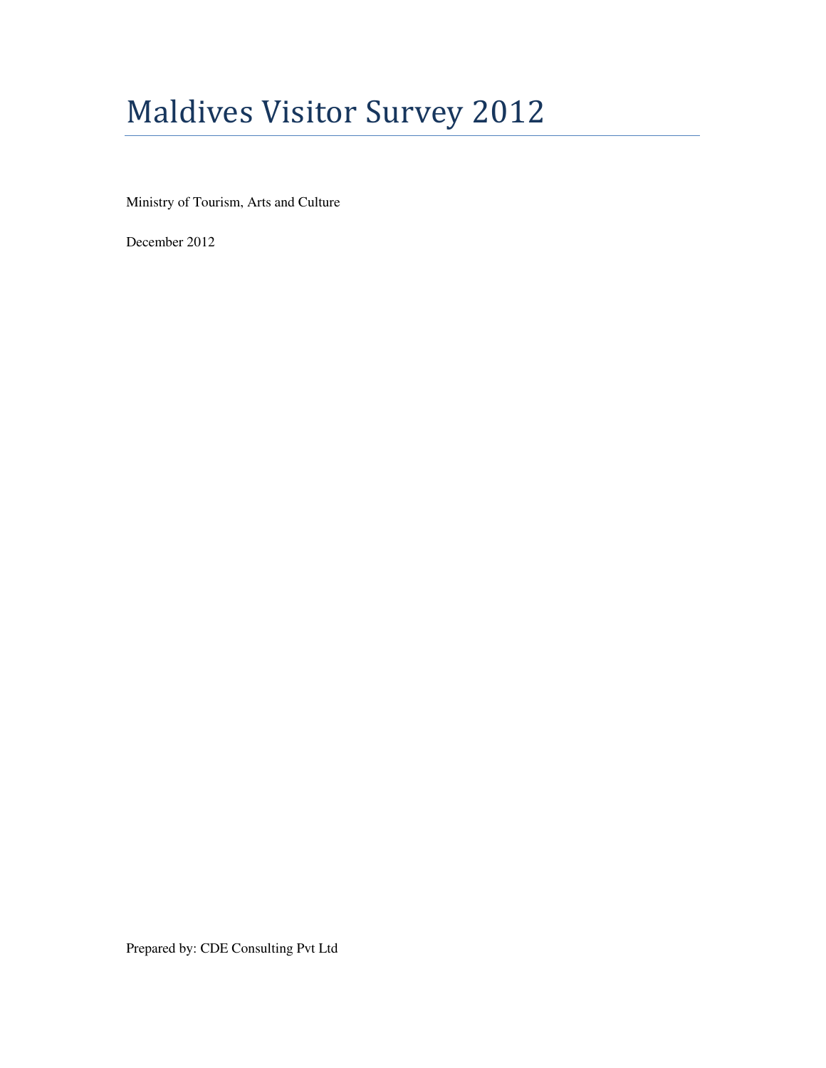# Maldives Visitor Survey 2012

Ministry of Tourism, Arts and Culture

December 2012

Prepared by: CDE Consulting Pvt Ltd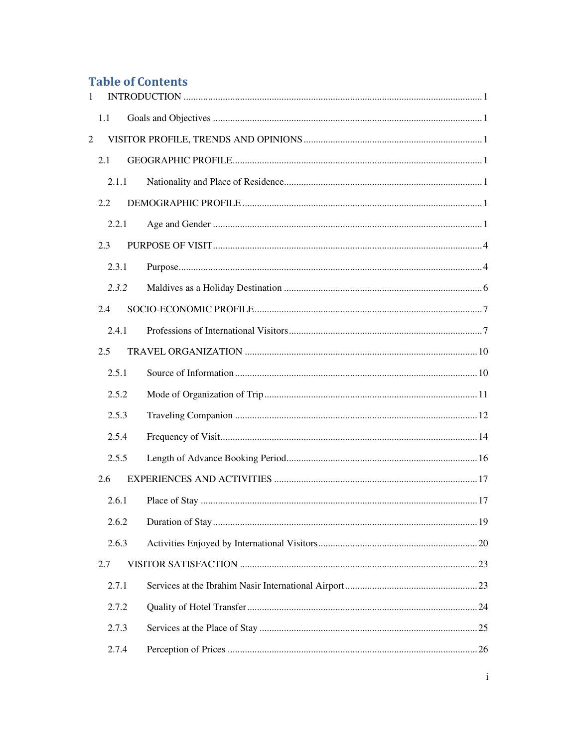# Table of Contents

1 INTRODUCTION ........................................................................................................................ 1

1.1 Goals and Objectives ............................................................................................................ 1

2 VISITOR PROFILE, TRENDS AND OPINIONS ........................................................................ 1

2.1 GEOGRAPHIC PROFILE .................................................................................................... 1

2.1.1 Nationality and Place of Residence ................................................................................ 1

2.2 DEMOGRAPHIC PROFILE ................................................................................................ 1

2.2.1 Age and Gender ............................................................................................................ 1

2.3 PURPOSE OF VISIT ............................................................................................................ 4

2.3.1 Purpose .......................................................................................................................... 4

*2.3.2* Maldives as a Holiday Destination ................................................................................ 6

2.4 SOCIO-ECONOMIC PROFILE ............................................................................................ 7

2.4.1 Professions of International Visitors .............................................................................. 7

2.5 TRAVEL ORGANIZATION ............................................................................................... 10

2.5.1 Source of Information .................................................................................................. 10

2.5.2 Mode of Organization of Trip ...................................................................................... 11

2.5.3 Traveling Companion .................................................................................................. 12

2.5.4 Frequency of Visit ........................................................................................................ 14

2.5.5 Length of Advance Booking Period ............................................................................. 16

2.6 EXPERIENCES AND ACTIVITIES ................................................................................... 17

2.6.1 Place of Stay ................................................................................................................ 17

2.6.2 Duration of Stay .......................................................................................................... 19

2.6.3 Activities Enjoyed by International Visitors ................................................................ 20

2.7 VISITOR SATISFACTION ................................................................................................ 23

2.7.1 Services at the Ibrahim Nasir International Airport ..................................................... 23

2.7.2 Quality of Hotel Transfer ............................................................................................. 24

2.7.3 Services at the Place of Stay ........................................................................................ 25

2.7.4 Perception of Prices ..................................................................................................... 26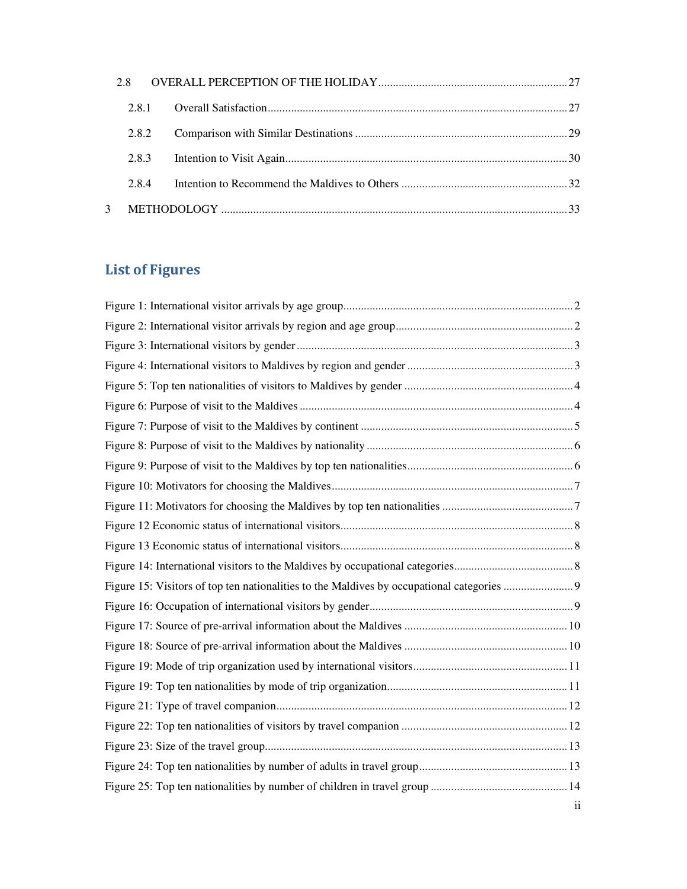2.8 OVERALL PERCEPTION OF THE HOLIDAY ........ 27

2.8.1 Overall Satisfaction ........ 27

2.8.2 Comparison with Similar Destinations ........ 29

2.8.3 Intention to Visit Again ........ 30

2.8.4 Intention to Recommend the Maldives to Others ........ 32

3 METHODOLOGY ........ 33

## List of Figures

Figure 1: International visitor arrivals by age group ........ 2

Figure 2: International visitor arrivals by region and age group ........ 2

Figure 3: International visitors by gender ........ 3

Figure 4: International visitors to Maldives by region and gender ........ 3

Figure 5: Top ten nationalities of visitors to Maldives by gender ........ 4

Figure 6: Purpose of visit to the Maldives ........ 4

Figure 7: Purpose of visit to the Maldives by continent ........ 5

Figure 8: Purpose of visit to the Maldives by nationality ........ 6

Figure 9: Purpose of visit to the Maldives by top ten nationalities ........ 6

Figure 10: Motivators for choosing the Maldives ........ 7

Figure 11: Motivators for choosing the Maldives by top ten nationalities ........ 7

Figure 12 Economic status of international visitors ........ 8

Figure 13 Economic status of international visitors ........ 8

Figure 14: International visitors to the Maldives by occupational categories ........ 8

Figure 15: Visitors of top ten nationalities to the Maldives by occupational categories ........ 9

Figure 16: Occupation of international visitors by gender ........ 9

Figure 17: Source of pre-arrival information about the Maldives ........ 10

Figure 18: Source of pre-arrival information about the Maldives ........ 10

Figure 19: Mode of trip organization used by international visitors ........ 11

Figure 19: Top ten nationalities by mode of trip organization ........ 11

Figure 21: Type of travel companion ........ 12

Figure 22: Top ten nationalities of visitors by travel companion ........ 12

Figure 23: Size of the travel group ........ 13

Figure 24: Top ten nationalities by number of adults in travel group ........ 13

Figure 25: Top ten nationalities by number of children in travel group ........ 14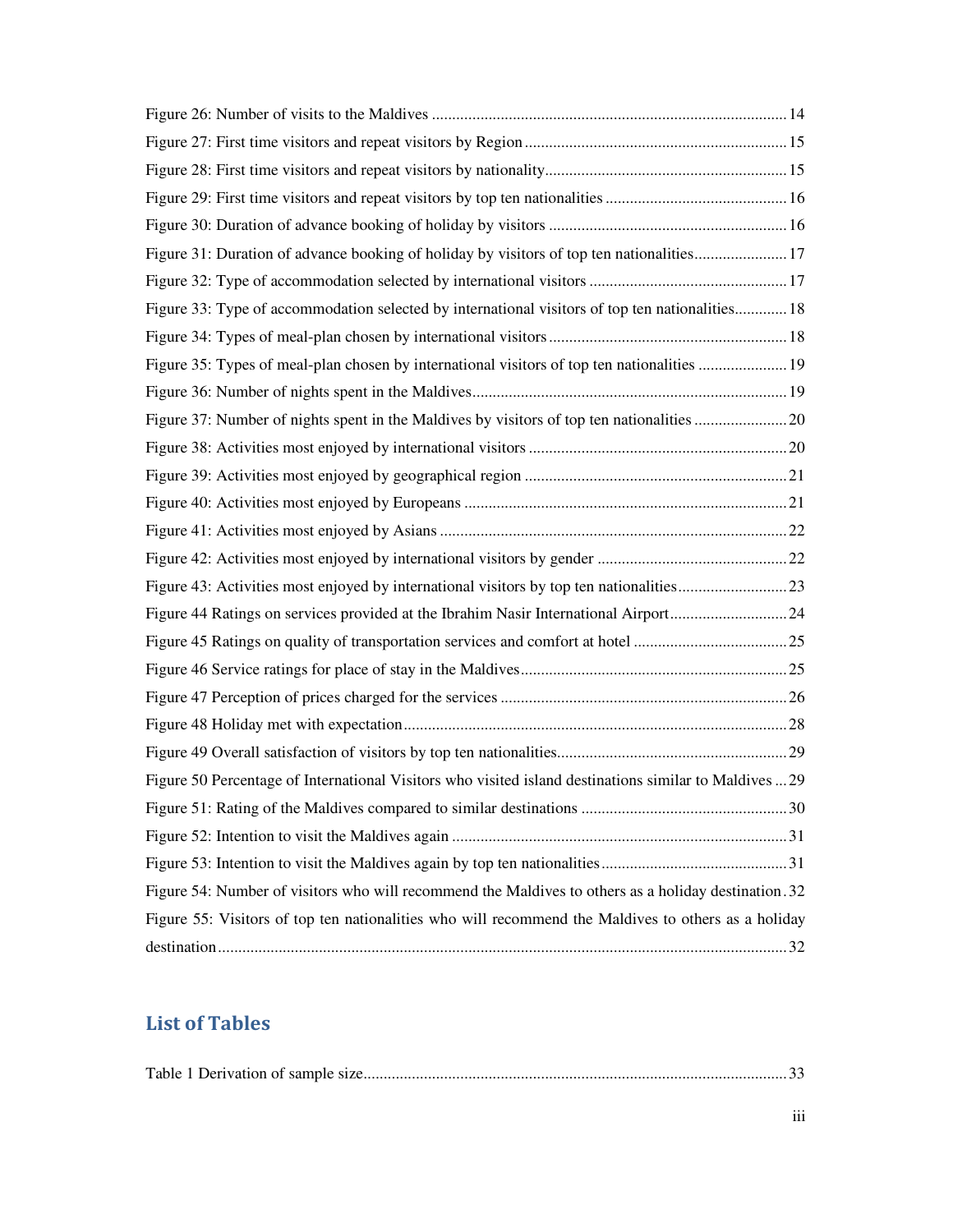Figure 26: Number of visits to the Maldives ........................................................................................ 14

Figure 27: First time visitors and repeat visitors by Region ................................................................. 15

Figure 28: First time visitors and repeat visitors by nationality ............................................................ 15

Figure 29: First time visitors and repeat visitors by top ten nationalities ............................................. 16

Figure 30: Duration of advance booking of holiday by visitors ........................................................... 16

Figure 31: Duration of advance booking of holiday by visitors of top ten nationalities ....................... 17

Figure 32: Type of accommodation selected by international visitors ................................................. 17

Figure 33: Type of accommodation selected by international visitors of top ten nationalities ............. 18

Figure 34: Types of meal-plan chosen by international visitors ........................................................... 18

Figure 35: Types of meal-plan chosen by international visitors of top ten nationalities ...................... 19

Figure 36: Number of nights spent in the Maldives ............................................................................. 19

Figure 37: Number of nights spent in the Maldives by visitors of top ten nationalities ....................... 20

Figure 38: Activities most enjoyed by international visitors ................................................................ 20

Figure 39: Activities most enjoyed by geographical region ................................................................. 21

Figure 40: Activities most enjoyed by Europeans ................................................................................ 21

Figure 41: Activities most enjoyed by Asians ...................................................................................... 22

Figure 42: Activities most enjoyed by international visitors by gender ............................................... 22

Figure 43: Activities most enjoyed by international visitors by top ten nationalities ........................... 23

Figure 44 Ratings on services provided at the Ibrahim Nasir International Airport ............................. 24

Figure 45 Ratings on quality of transportation services and comfort at hotel ...................................... 25

Figure 46 Service ratings for place of stay in the Maldives .................................................................. 25

Figure 47 Perception of prices charged for the services ....................................................................... 26

Figure 48 Holiday met with expectation ............................................................................................... 28

Figure 49 Overall satisfaction of visitors by top ten nationalities ......................................................... 29

Figure 50 Percentage of International Visitors who visited island destinations similar to Maldives ... 29

Figure 51: Rating of the Maldives compared to similar destinations ................................................... 30

Figure 52: Intention to visit the Maldives again ................................................................................... 31

Figure 53: Intention to visit the Maldives again by top ten nationalities .............................................. 31

Figure 54: Number of visitors who will recommend the Maldives to others as a holiday destination . 32

Figure 55: Visitors of top ten nationalities who will recommend the Maldives to others as a holiday destination ............................................................................................................................................ 32

## List of Tables

Table 1 Derivation of sample size ......................................................................................................... 33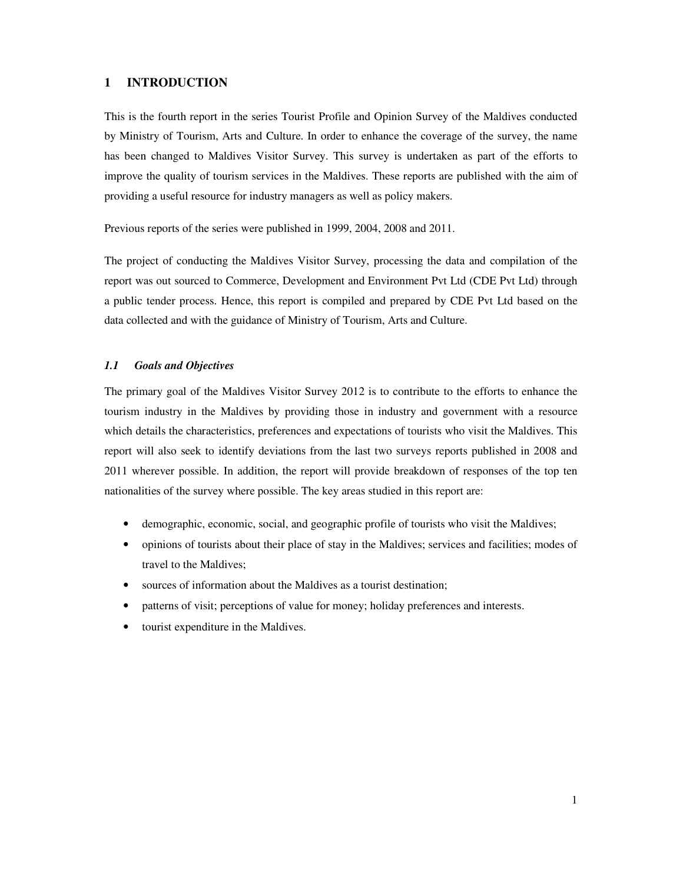# 1 INTRODUCTION

This is the fourth report in the series Tourist Profile and Opinion Survey of the Maldives conducted by Ministry of Tourism, Arts and Culture. In order to enhance the coverage of the survey, the name has been changed to Maldives Visitor Survey. This survey is undertaken as part of the efforts to improve the quality of tourism services in the Maldives. These reports are published with the aim of providing a useful resource for industry managers as well as policy makers.

Previous reports of the series were published in 1999, 2004, 2008 and 2011.

The project of conducting the Maldives Visitor Survey, processing the data and compilation of the report was out sourced to Commerce, Development and Environment Pvt Ltd (CDE Pvt Ltd) through a public tender process. Hence, this report is compiled and prepared by CDE Pvt Ltd based on the data collected and with the guidance of Ministry of Tourism, Arts and Culture.

## *1.1 Goals and Objectives*

The primary goal of the Maldives Visitor Survey 2012 is to contribute to the efforts to enhance the tourism industry in the Maldives by providing those in industry and government with a resource which details the characteristics, preferences and expectations of tourists who visit the Maldives. This report will also seek to identify deviations from the last two surveys reports published in 2008 and 2011 wherever possible. In addition, the report will provide breakdown of responses of the top ten nationalities of the survey where possible. The key areas studied in this report are:

- demographic, economic, social, and geographic profile of tourists who visit the Maldives;
- opinions of tourists about their place of stay in the Maldives; services and facilities; modes of travel to the Maldives;
- sources of information about the Maldives as a tourist destination;
- patterns of visit; perceptions of value for money; holiday preferences and interests.
- tourist expenditure in the Maldives.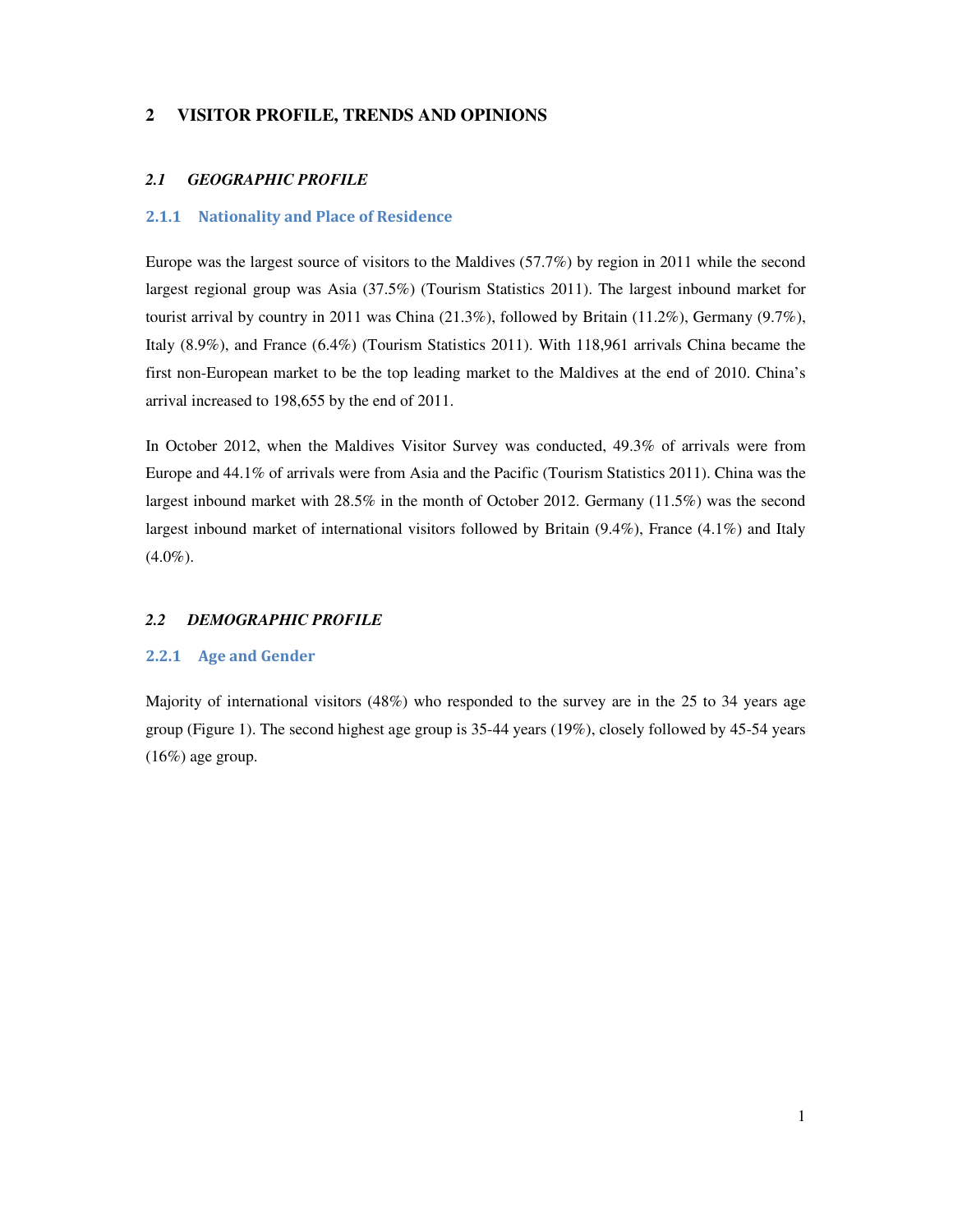## 2 VISITOR PROFILE, TRENDS AND OPINIONS

### *2.1 GEOGRAPHIC PROFILE*

#### 2.1.1 Nationality and Place of Residence

Europe was the largest source of visitors to the Maldives (57.7%) by region in 2011 while the second largest regional group was Asia (37.5%) (Tourism Statistics 2011). The largest inbound market for tourist arrival by country in 2011 was China (21.3%), followed by Britain (11.2%), Germany (9.7%), Italy (8.9%), and France (6.4%) (Tourism Statistics 2011). With 118,961 arrivals China became the first non-European market to be the top leading market to the Maldives at the end of 2010. China's arrival increased to 198,655 by the end of 2011.

In October 2012, when the Maldives Visitor Survey was conducted, 49.3% of arrivals were from Europe and 44.1% of arrivals were from Asia and the Pacific (Tourism Statistics 2011). China was the largest inbound market with 28.5% in the month of October 2012. Germany (11.5%) was the second largest inbound market of international visitors followed by Britain (9.4%), France (4.1%) and Italy (4.0%).

### *2.2 DEMOGRAPHIC PROFILE*

#### 2.2.1 Age and Gender

Majority of international visitors (48%) who responded to the survey are in the 25 to 34 years age group (Figure 1). The second highest age group is 35-44 years (19%), closely followed by 45-54 years (16%) age group.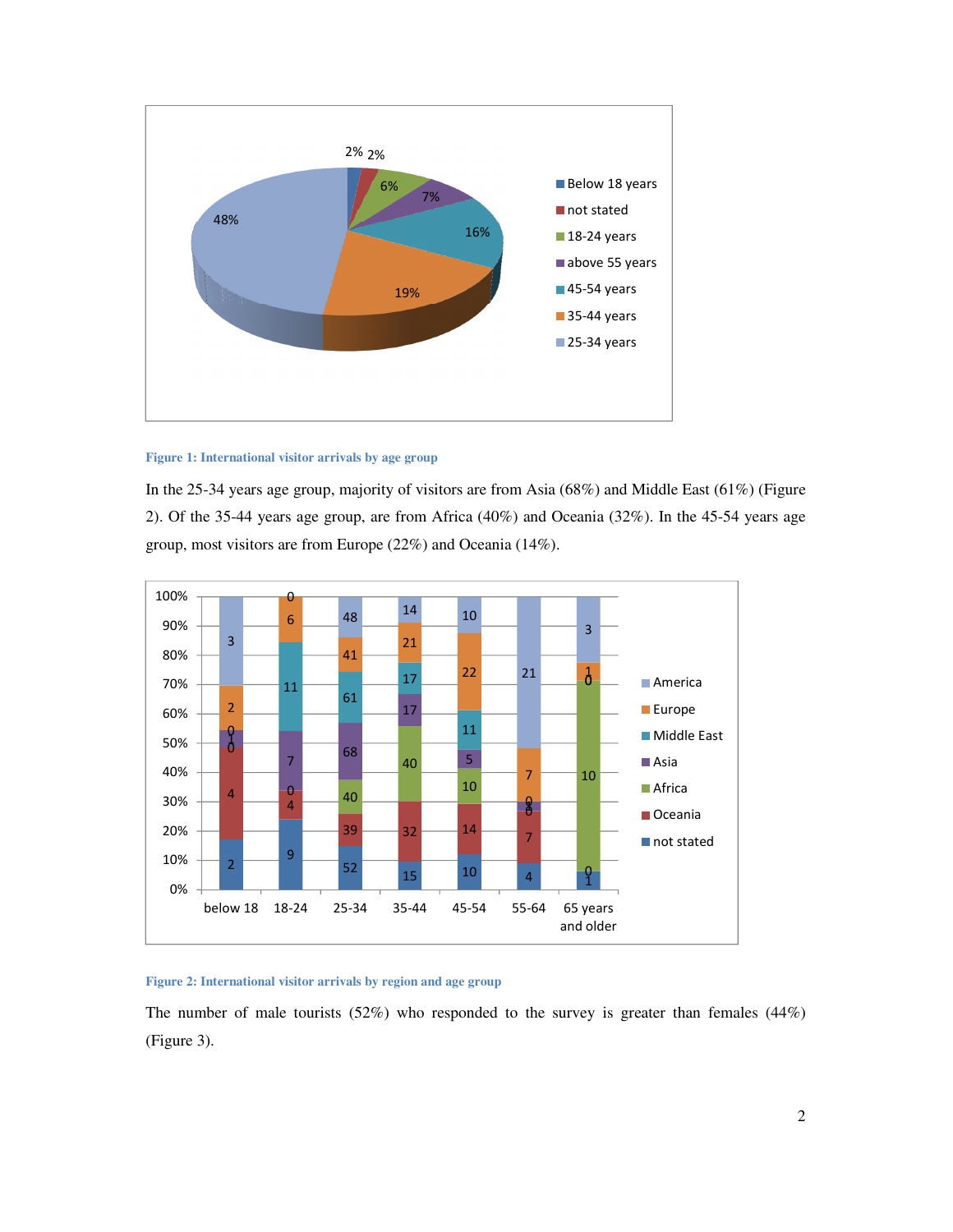Figure 1: International visitor arrivals by age group

In the 25-34 years age group, majority of visitors are from Asia (68%) and Middle East (61%) (Figure 2). Of the 35-44 years age group, are from Africa (40%) and Oceania (32%). In the 45-54 years age group, most visitors are from Europe (22%) and Oceania (14%).

Figure 2: International visitor arrivals by region and age group

The number of male tourists (52%) who responded to the survey is greater than females (44%) (Figure 3).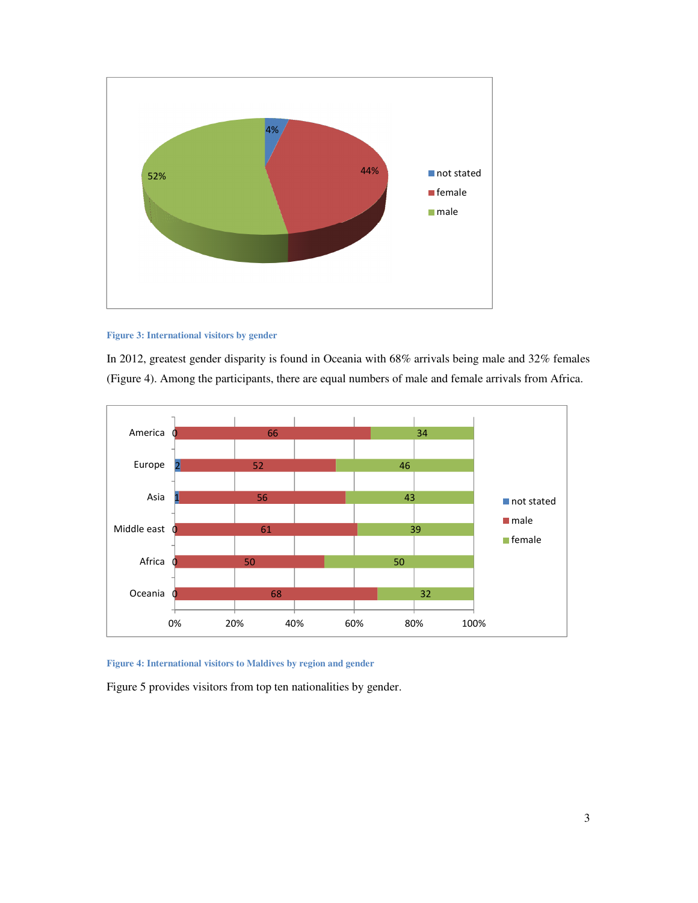4%

44%

52%

not stated
female
male

Figure 3: International visitors by gender

In 2012, greatest gender disparity is found in Oceania with 68% arrivals being male and 32% females (Figure 4). Among the participants, there are equal numbers of male and female arrivals from Africa.

America 0 66 34
Europe 2 52 46
Asia 1 56 43
Middle east 0 61 39
Africa 0 50 50
Oceania 0 68 32

0% 20% 40% 60% 80% 100%

not stated
male
female

Figure 4: International visitors to Maldives by region and gender

Figure 5 provides visitors from top ten nationalities by gender.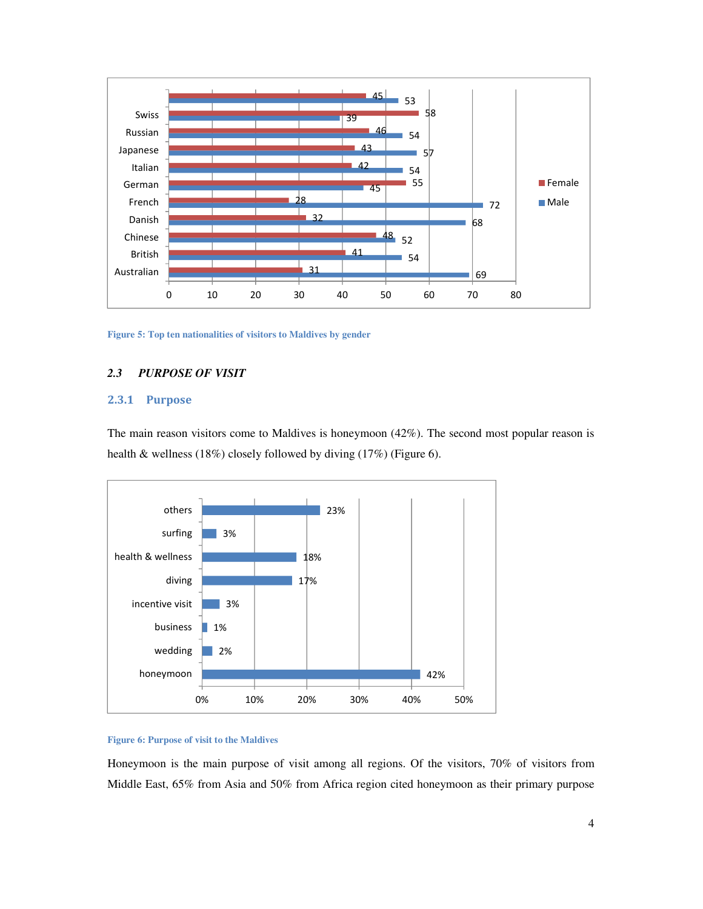Swiss
Russian
Japanese
Italian
German
French
Danish
Chinese
British
Australian

45
53
58
39
46
54
43
57
42
54
55
45
28
72
32
68
48
52
41
54
31
69

0 10 20 30 40 50 60 70 80

Female
Male

Figure 5: Top ten nationalities of visitors to Maldives by gender

## 2.3 *PURPOSE OF VISIT*

### 2.3.1 Purpose

The main reason visitors come to Maldives is honeymoon (42%). The second most popular reason is health & wellness (18%) closely followed by diving (17%) (Figure 6).

others 23%
surfing 3%
health & wellness 18%
diving 17%
incentive visit 3%
business 1%
wedding 2%
honeymoon 42%

0% 10% 20% 30% 40% 50%

Figure 6: Purpose of visit to the Maldives

Honeymoon is the main purpose of visit among all regions. Of the visitors, 70% of visitors from Middle East, 65% from Asia and 50% from Africa region cited honeymoon as their primary purpose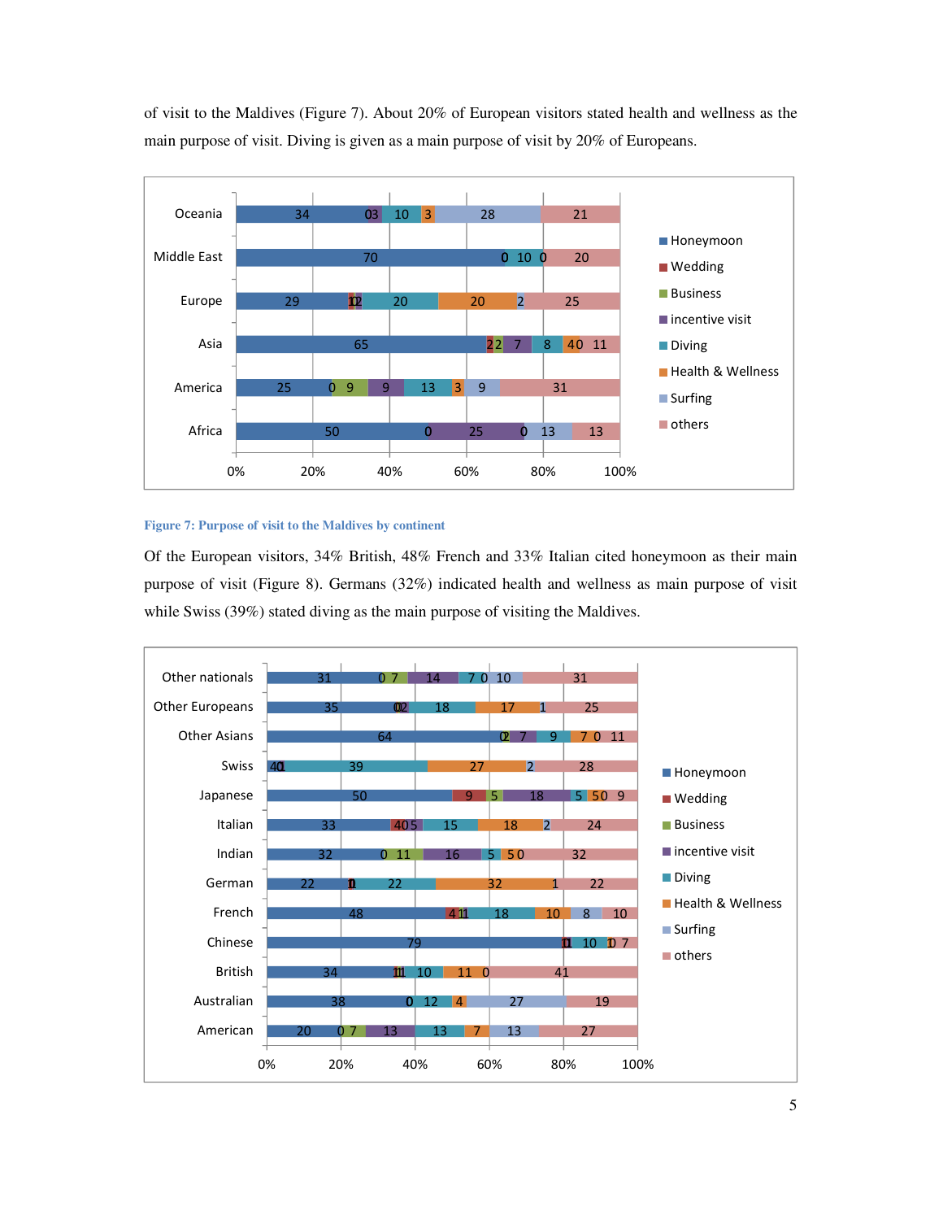of visit to the Maldives (Figure 7). About 20% of European visitors stated health and wellness as the main purpose of visit. Diving is given as a main purpose of visit by 20% of Europeans.

Oceania
Middle East
Europe
Asia
America
Africa

34 0 3 10 3 28 21
70 0 10 0 20
29 1 1 2 20 20 2 25
65 2 2 7 8 4 0 11
25 0 9 9 13 3 9 31
50 0 25 0 13 13

0% 20% 40% 60% 80% 100%

Honeymoon
Wedding
Business
incentive visit
Diving
Health & Wellness
Surfing
others

**Figure 7: Purpose of visit to the Maldives by continent**

Of the European visitors, 34% British, 48% French and 33% Italian cited honeymoon as their main purpose of visit (Figure 8). Germans (32%) indicated health and wellness as main purpose of visit while Swiss (39%) stated diving as the main purpose of visiting the Maldives.

Other nationals
Other Europeans
Other Asians
Swiss
Japanese
Italian
Indian
German
French
Chinese
British
Australian
American

31 0 7 14 7 0 10 31
35 0 0 2 18 17 1 25
64 0 2 7 9 7 0 11
4 0 1 39 27 2 28
50 9 5 18 5 5 0 9
33 4 0 5 15 18 2 24
32 0 11 16 5 5 0 32
22 1 0 22 32 1 22
48 4 1 1 18 10 8 10
79 1 1 10 1 0 7
34 1 1 10 11 0 41
38 0 12 4 27 19
20 0 7 13 13 7 13 27

0% 20% 40% 60% 80% 100%

Honeymoon
Wedding
Business
incentive visit
Diving
Health & Wellness
Surfing
others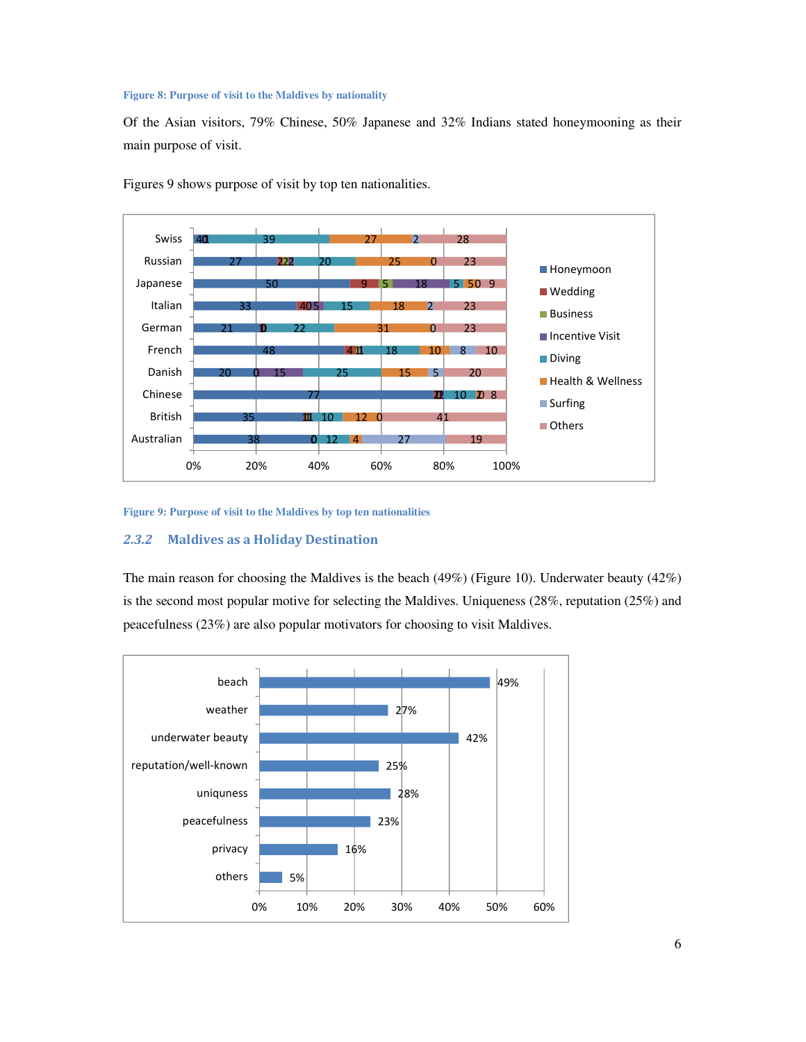**Figure 8: Purpose of visit to the Maldives by nationality**

Of the Asian visitors, 79% Chinese, 50% Japanese and 32% Indians stated honeymooning as their main purpose of visit.

Figures 9 shows purpose of visit by top ten nationalities.

Swiss
Russian
Japanese
Italian
German
French
Danish
Chinese
British
Australian

0% 20% 40% 60% 80% 100%

Honeymoon
Wedding
Business
Incentive Visit
Diving
Health & Wellness
Surfing
Others

**Figure 9: Purpose of visit to the Maldives by top ten nationalities**

### 2.3.2 Maldives as a Holiday Destination

The main reason for choosing the Maldives is the beach (49%) (Figure 10). Underwater beauty (42%) is the second most popular motive for selecting the Maldives. Uniqueness (28%, reputation (25%) and peacefulness (23%) are also popular motivators for choosing to visit Maldives.

beach 49%
weather 27%
underwater beauty 42%
reputation/well-known 25%
uniquness 28%
peacefulness 23%
privacy 16%
others 5%

0% 10% 20% 30% 40% 50% 60%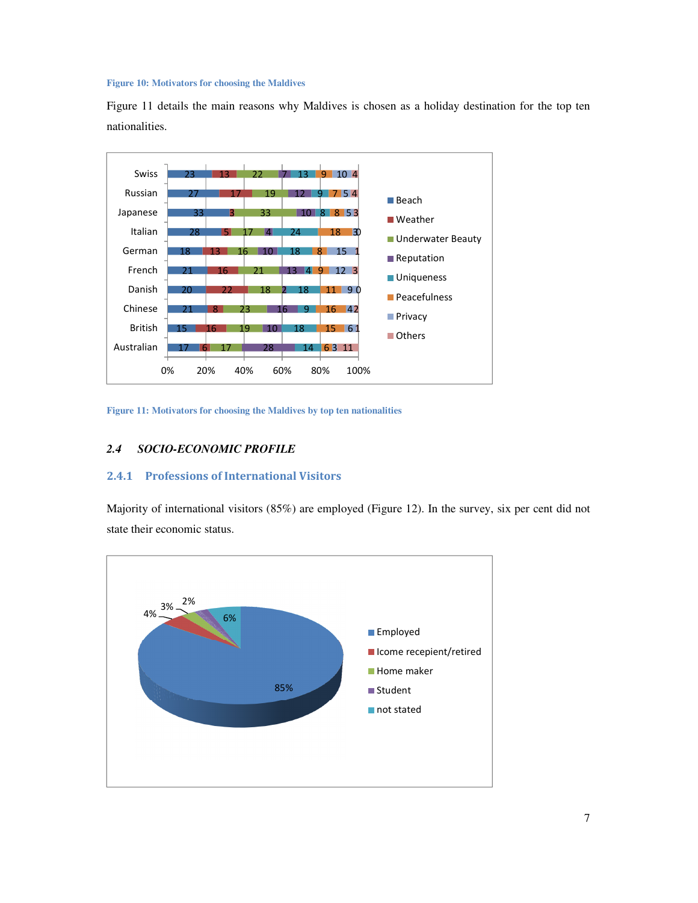Figure 10: Motivators for choosing the Maldives

Figure 11 details the main reasons why Maldives is chosen as a holiday destination for the top ten nationalities.

Swiss: 23 13 22 7 13 9 10 4
Russian: 27 17 19 12 9 7 5 4
Japanese: 33 3 33 10 8 8 5 3
Italian: 28 5 17 4 24 18 3 0
German: 18 13 16 10 18 8 15 1
French: 21 16 21 13 4 9 12 3
Danish: 20 22 18 2 18 11 9 0
Chinese: 21 8 23 16 9 16 4 2
British: 15 16 19 10 18 15 6 1
Australian: 17 6 17 28 14 6 3 11

0% 20% 40% 60% 80% 100%

Beach
Weather
Underwater Beauty
Reputation
Uniqueness
Peacefulness
Privacy
Others

Figure 11: Motivators for choosing the Maldives by top ten nationalities

## 2.4 *SOCIO-ECONOMIC PROFILE*

### 2.4.1 Professions of International Visitors

Majority of international visitors (85%) are employed (Figure 12). In the survey, six per cent did not state their economic status.

85%
4%
3%
2%
6%

Employed
Icome recepient/retired
Home maker
Student
not stated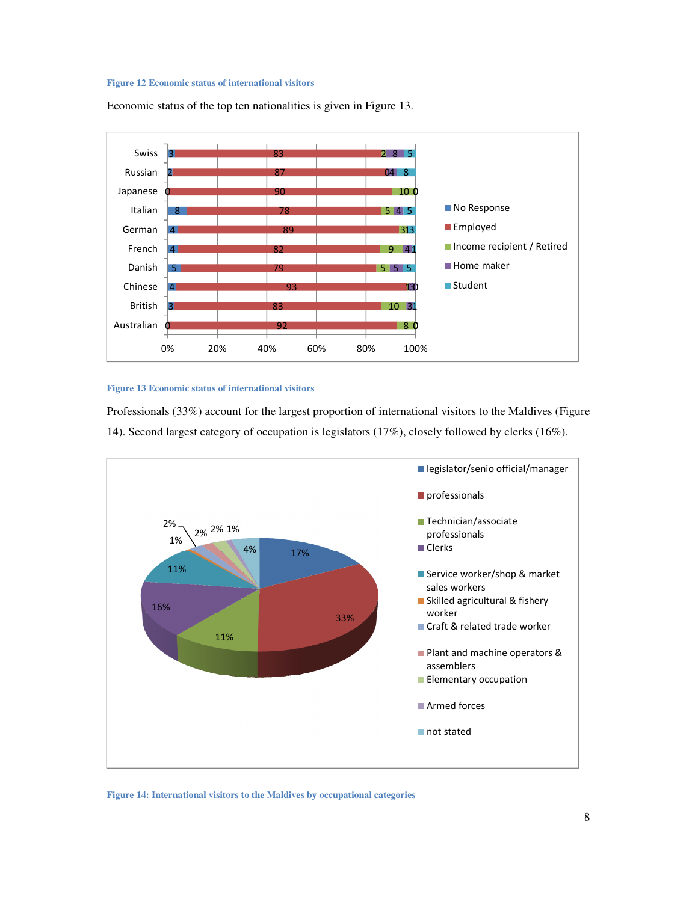Figure 12 Economic status of international visitors

Economic status of the top ten nationalities is given in Figure 13.

Swiss 3 83 2 8 5
Russian 2 87 0 4 8
Japanese 0 90 10 0
Italian 8 78 5 4 5
German 4 89 3 1 3
French 4 82 9 4 1
Danish 5 79 5 5 5
Chinese 4 93 1 3 0
British 3 83 10 3 1
Australian 0 92 8 0

0% 20% 40% 60% 80% 100%

No Response
Employed
Income recipient / Retired
Home maker
Student

Figure 13 Economic status of international visitors

Professionals (33%) account for the largest proportion of international visitors to the Maldives (Figure 14). Second largest category of occupation is legislators (17%), closely followed by clerks (16%).

17% 33% 11% 16% 11% 1% 2% 2% 2% 1% 4%

legislator/senio official/manager
professionals
Technician/associate professionals
Clerks
Service worker/shop & market sales workers
Skilled agricultural & fishery worker
Craft & related trade worker
Plant and machine operators & assemblers
Elementary occupation
Armed forces
not stated

Figure 14: International visitors to the Maldives by occupational categories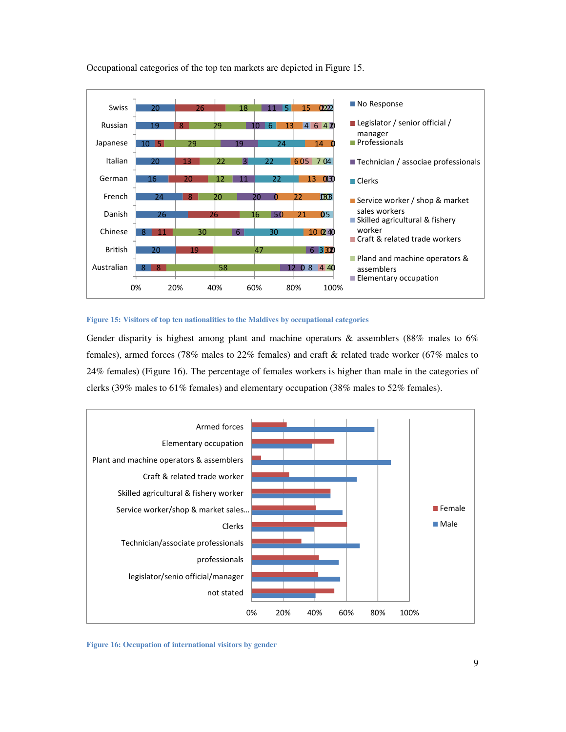Occupational categories of the top ten markets are depicted in Figure 15.

Swiss: 20 26 18 11 5 15 0 2 2 2
Russian: 19 8 29 10 6 13 4 6 4 2 0
Japanese: 10 5 29 19 24 14 0
Italian: 20 13 22 3 22 6 0 5 7 0 4
German: 16 20 12 11 22 13 0 1 3 0
French: 24 8 20 20 0 22 1 3 0 3
Danish: 26 26 16 5 0 21 0 5
Chinese: 8 11 30 6 30 10 0 2 4 0
British: 20 19 47 6 3 3 0 0
Australian: 8 8 58 12 0 8 4 4 0

0% 20% 40% 60% 80% 100%

No Response
Legislator / senior official / manager
Professionals
Technician / associae professionals
Clerks
Service worker / shop & market sales workers
Skilled agricultural & fishery worker
Craft & related trade workers
Pland and machine operators & assemblers
Elementary occupation

**Figure 15: Visitors of top ten nationalities to the Maldives by occupational categories**

Gender disparity is highest among plant and machine operators & assemblers (88% males to 6% females), armed forces (78% males to 22% females) and craft & related trade worker (67% males to 24% females) (Figure 16). The percentage of females workers is higher than male in the categories of clerks (39% males to 61% females) and elementary occupation (38% males to 52% females).

Armed forces
Elementary occupation
Plant and machine operators & assemblers
Craft & related trade worker
Skilled agricultural & fishery worker
Service worker/shop & market sales...
Clerks
Technician/associate professionals
professionals
legislator/senio official/manager
not stated

0% 20% 40% 60% 80% 100%

Female
Male

**Figure 16: Occupation of international visitors by gender**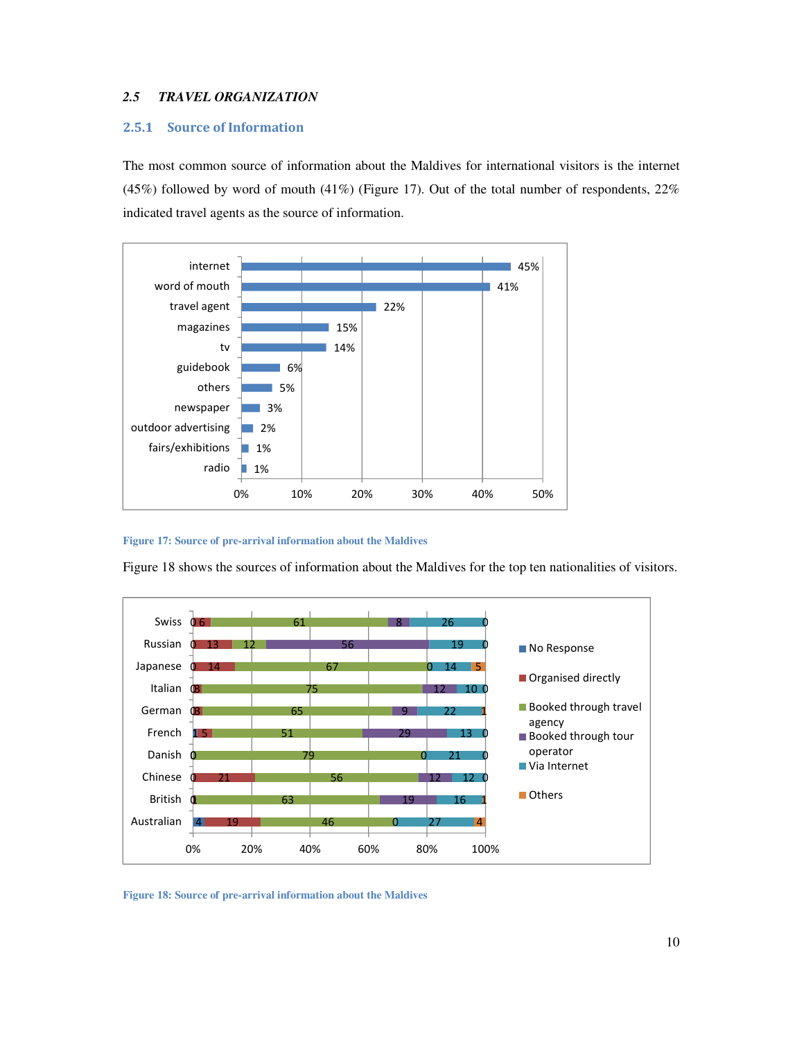## 2.5 *TRAVEL ORGANIZATION*

### 2.5.1 Source of Information

The most common source of information about the Maldives for international visitors is the internet (45%) followed by word of mouth (41%) (Figure 17). Out of the total number of respondents, 22% indicated travel agents as the source of information.

internet 45%
word of mouth 41%
travel agent 22%
magazines 15%
tv 14%
guidebook 6%
others 5%
newspaper 3%
outdoor advertising 2%
fairs/exhibitions 1%
radio 1%

0% 10% 20% 30% 40% 50%

Figure 17: Source of pre-arrival information about the Maldives

Figure 18 shows the sources of information about the Maldives for the top ten nationalities of visitors.

Swiss 0 6 61 8 26 0
Russian 0 13 12 56 19 0
Japanese 0 14 67 0 14 5
Italian 0 3 75 12 10 0
German 0 3 65 9 22 1
French 1 5 51 29 13 0
Danish 0 79 0 21 0
Chinese 0 21 56 12 12 0
British 0 1 63 19 16 1
Australian 4 19 46 0 27 4

0% 20% 40% 60% 80% 100%

No Response
Organised directly
Booked through travel agency
Booked through tour operator
Via Internet
Others

Figure 18: Source of pre-arrival information about the Maldives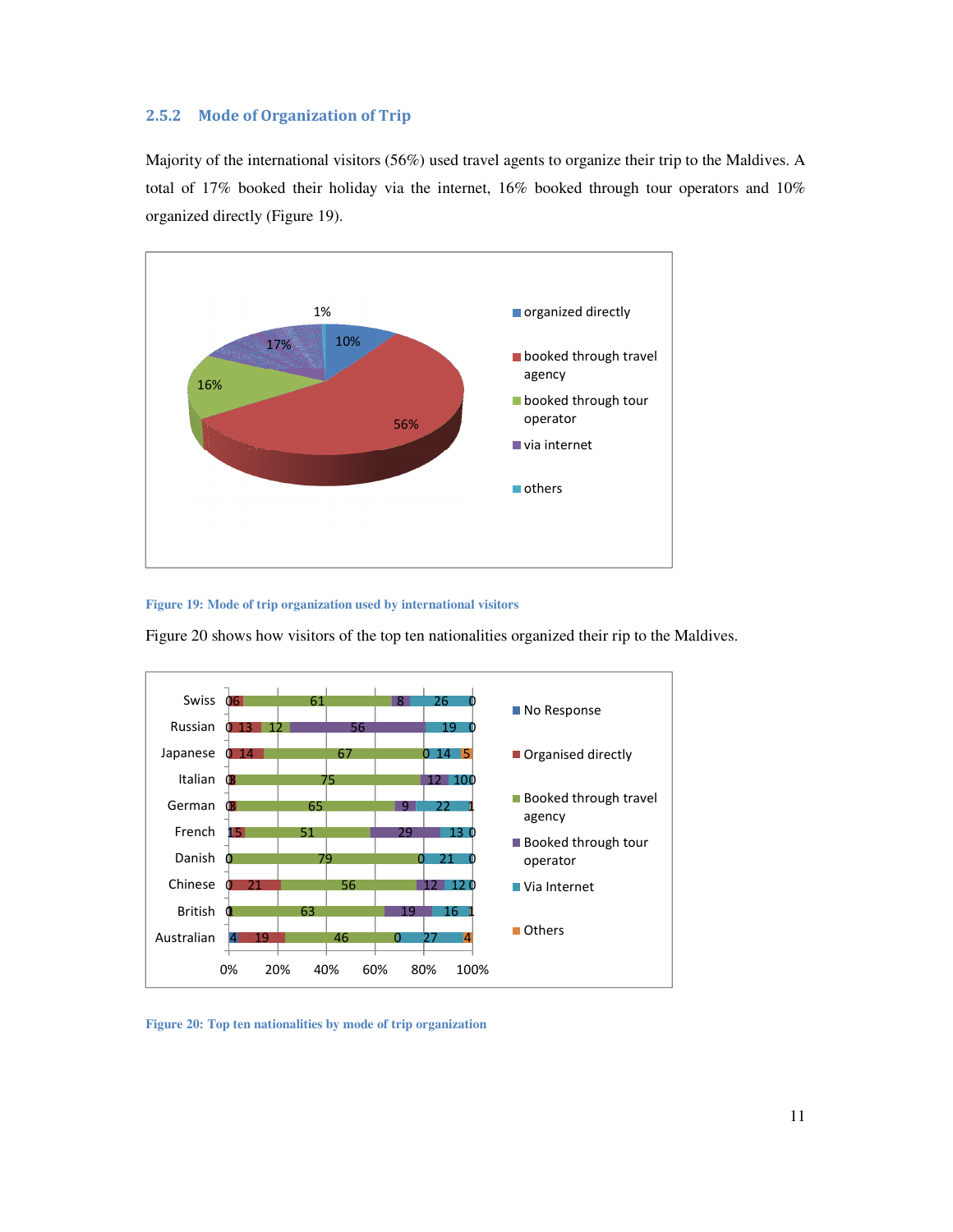### 2.5.2 Mode of Organization of Trip

Majority of the international visitors (56%) used travel agents to organize their trip to the Maldives. A total of 17% booked their holiday via the internet, 16% booked through tour operators and 10% organized directly (Figure 19).

Figure 19: Mode of trip organization used by international visitors

Figure 20 shows how visitors of the top ten nationalities organized their rip to the Maldives.

Figure 20: Top ten nationalities by mode of trip organization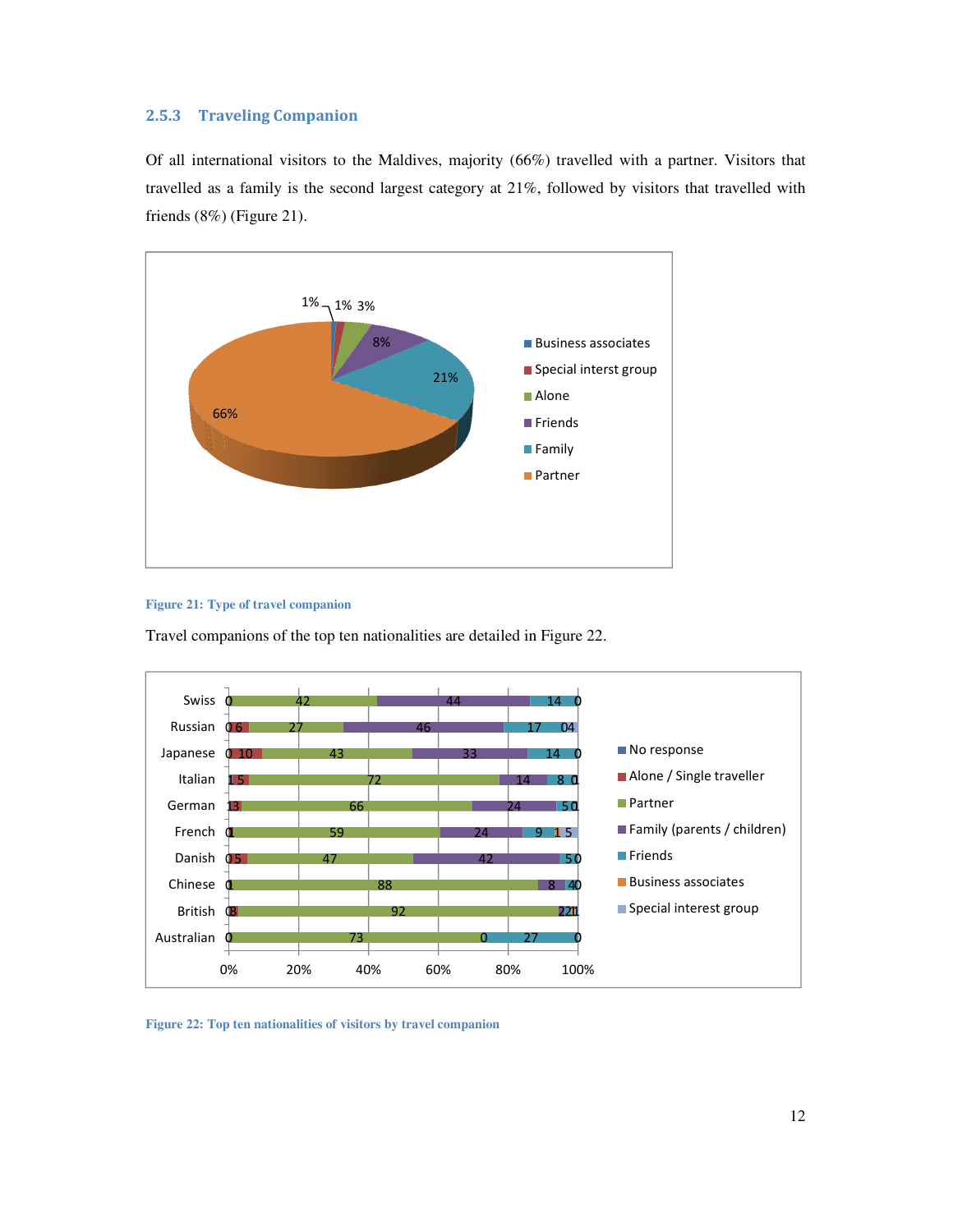### 2.5.3 Traveling Companion

Of all international visitors to the Maldives, majority (66%) travelled with a partner. Visitors that travelled as a family is the second largest category at 21%, followed by visitors that travelled with friends (8%) (Figure 21).

1%
1%
3%
8%
21%
66%

Business associates
Special interst group
Alone
Friends
Family
Partner

Figure 21: Type of travel companion

Travel companions of the top ten nationalities are detailed in Figure 22.

Swiss 0 42 44 14 0
Russian 0 6 27 46 17 0 4
Japanese 0 10 43 33 14 0
Italian 1 5 72 14 8 0
German 1 3 66 24 5 0
French 0 1 59 24 9 1 5
Danish 0 5 47 42 5 0
Chinese 0 88 8 4 0
British 0 3 92 2 2 1
Australian 0 73 0 27 0

0% 20% 40% 60% 80% 100%

No response
Alone / Single traveller
Partner
Family (parents / children)
Friends
Business associates
Special interest group

Figure 22: Top ten nationalities of visitors by travel companion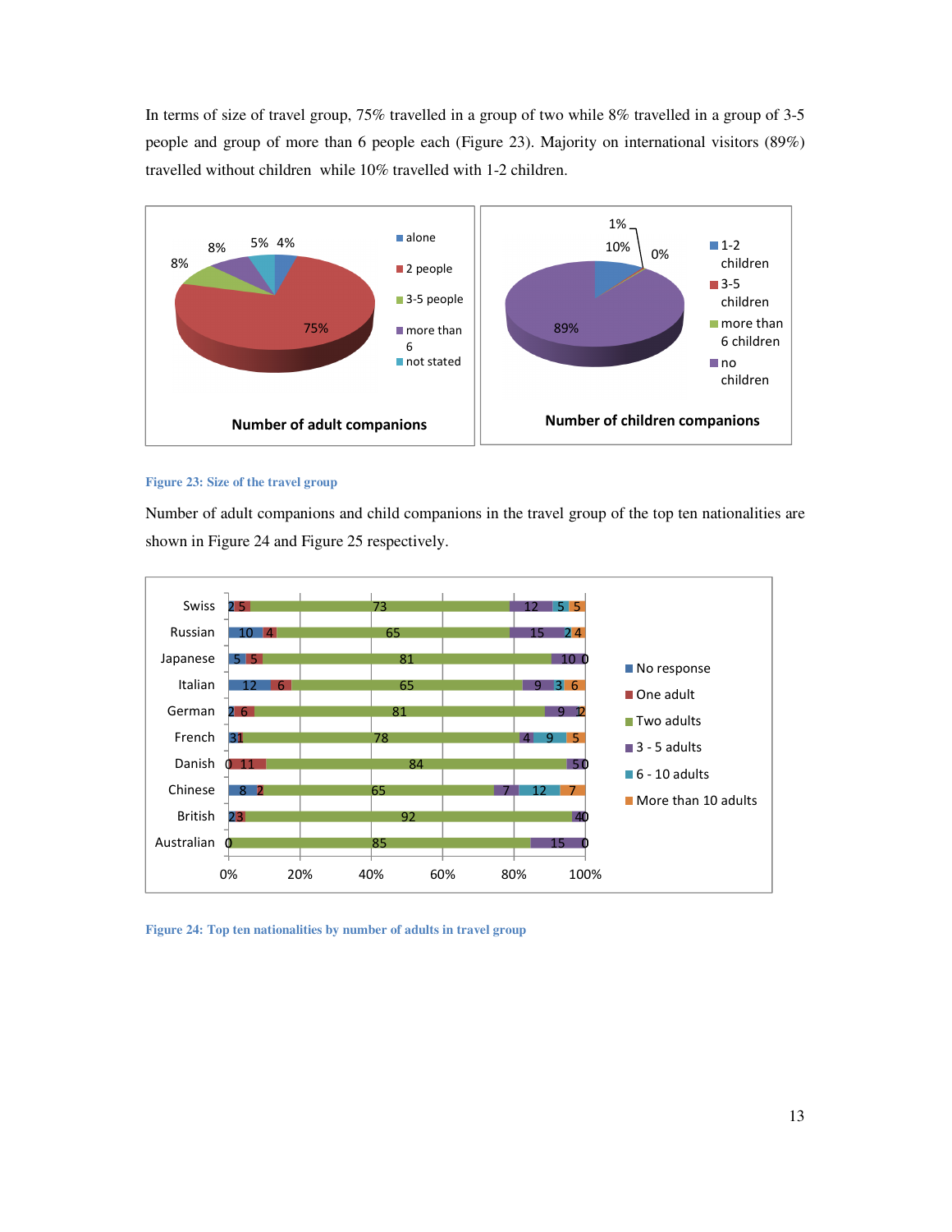In terms of size of travel group, 75% travelled in a group of two while 8% travelled in a group of 3-5 people and group of more than 6 people each (Figure 23). Majority on international visitors (89%) travelled without children while 10% travelled with 1-2 children.

8%
8%
5%
4%
75%
alone
2 people
3-5 people
more than 6
not stated

Number of adult companions

1%
10%
0%
89%
1-2 children
3-5 children
more than 6 children
no children

Number of children companions

Figure 23: Size of the travel group

Number of adult companions and child companions in the travel group of the top ten nationalities are shown in Figure 24 and Figure 25 respectively.

Swiss 2 5 73 12 5 5
Russian 10 4 65 15 2 4
Japanese 5 5 81 10 0
Italian 12 6 65 9 3 6
German 2 6 81 9 2
French 3 1 78 4 9 5
Danish 0 11 84 5 0
Chinese 8 2 65 7 12 7
British 2 3 92 4 0
Australian 0 85 15 0

0% 20% 40% 60% 80% 100%

No response
One adult
Two adults
3 - 5 adults
6 - 10 adults
More than 10 adults

Figure 24: Top ten nationalities by number of adults in travel group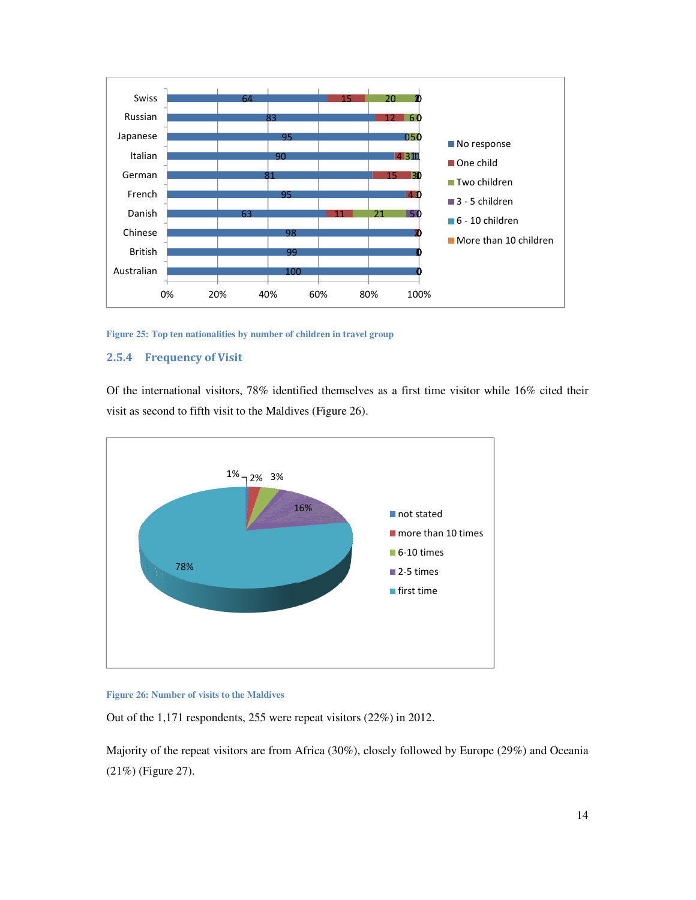Swiss
Russian
Japanese
Italian
German
French
Danish
Chinese
British
Australian

64 15 20 2 0
83 12 6 0
95 0 5 0
90 4 3 1 1
81 15 3 0
95 4 1 0
63 11 21 5 0
98 2 0
99 1 0
100 0

0% 20% 40% 60% 80% 100%

No response
One child
Two children
3 - 5 children
6 - 10 children
More than 10 children

Figure 25: Top ten nationalities by number of children in travel group

### 2.5.4 Frequency of Visit

Of the international visitors, 78% identified themselves as a first time visitor while 16% cited their visit as second to fifth visit to the Maldives (Figure 26).

1% 2% 3%
16%
78%

not stated
more than 10 times
6-10 times
2-5 times
first time

Figure 26: Number of visits to the Maldives

Out of the 1,171 respondents, 255 were repeat visitors (22%) in 2012.

Majority of the repeat visitors are from Africa (30%), closely followed by Europe (29%) and Oceania (21%) (Figure 27).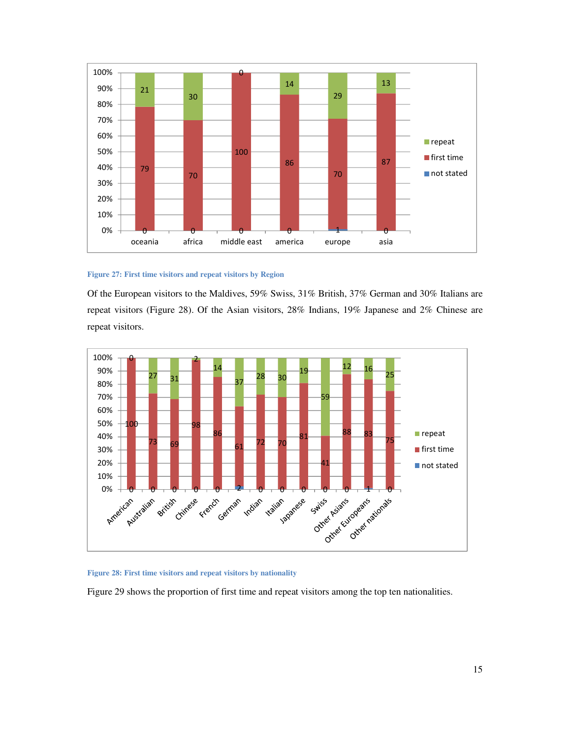100%
90%
80%
70%
60%
50%
40%
30%
20%
10%
0%

oceania: 21, 79, 0
africa: 30, 70, 0
middle east: 0, 100, 0
america: 14, 86, 0
europe: 29, 70, 1
asia: 13, 87, 0

repeat
first time
not stated

Figure 27: First time visitors and repeat visitors by Region

Of the European visitors to the Maldives, 59% Swiss, 31% British, 37% German and 30% Italians are repeat visitors (Figure 28). Of the Asian visitors, 28% Indians, 19% Japanese and 2% Chinese are repeat visitors.

100%
90%
80%
70%
60%
50%
40%
30%
20%
10%
0%

American: 0, 100, 0
Australian: 27, 73, 0
British: 31, 69, 0
Chinese: 2, 98, 0
French: 14, 86, 0
German: 37, 61, 2
Indian: 28, 72, 0
Italian: 30, 70, 0
Japanese: 19, 81, 0
Swiss: 59, 41, 0
Other Asians: 12, 88, 0
Other Europeans: 16, 83, 1
Other nationals: 25, 75, 0

repeat
first time
not stated

Figure 28: First time visitors and repeat visitors by nationality

Figure 29 shows the proportion of first time and repeat visitors among the top ten nationalities.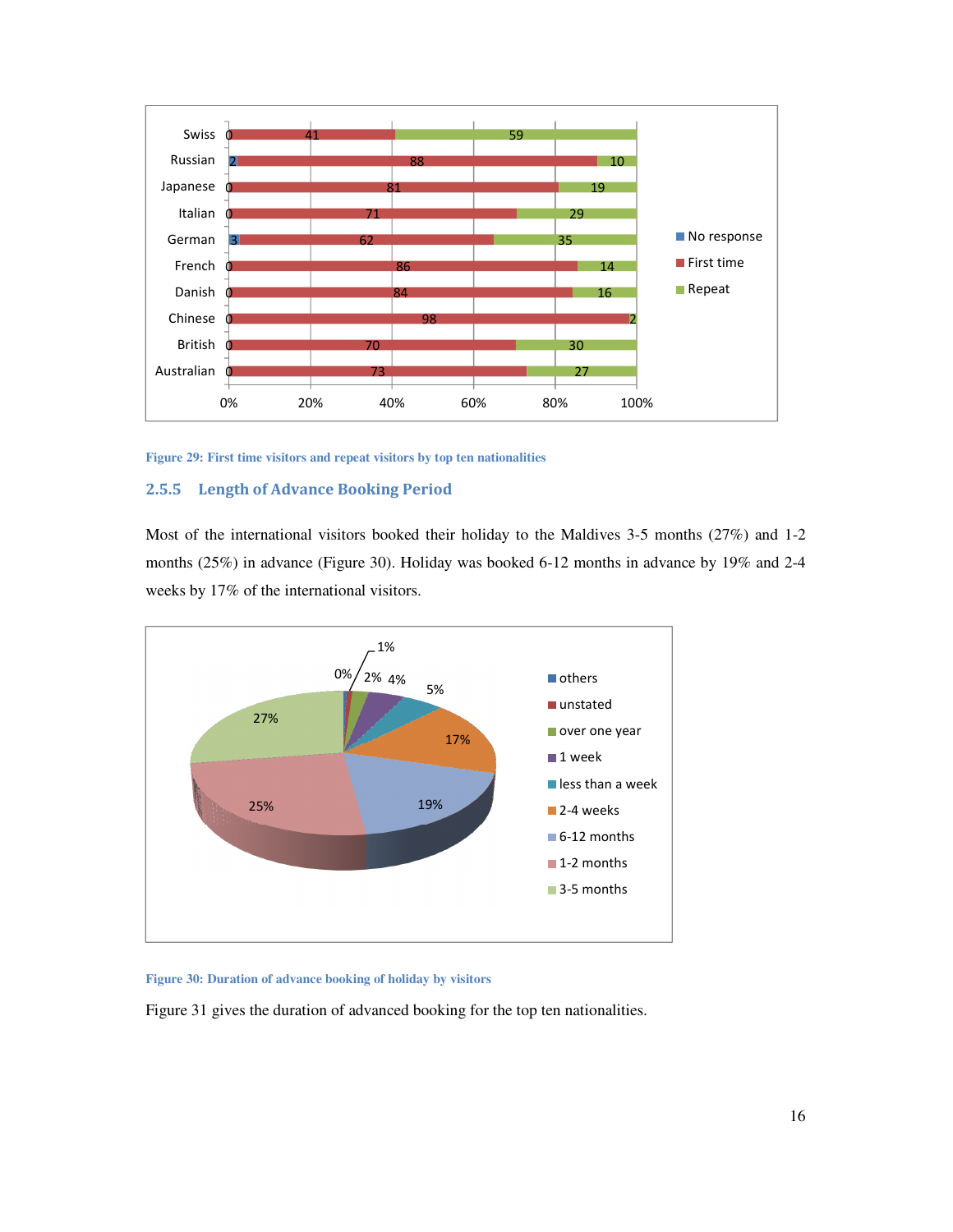Swiss 0 41 59
Russian 2 88 10
Japanese 0 81 19
Italian 0 71 29
German 3 62 35
French 0 86 14
Danish 0 84 16
Chinese 0 98 2
British 0 70 30
Australian 0 73 27

0% 20% 40% 60% 80% 100%

No response
First time
Repeat

Figure 29: First time visitors and repeat visitors by top ten nationalities

### 2.5.5 Length of Advance Booking Period

Most of the international visitors booked their holiday to the Maldives 3-5 months (27%) and 1-2 months (25%) in advance (Figure 30). Holiday was booked 6-12 months in advance by 19% and 2-4 weeks by 17% of the international visitors.

0% 1% 2% 4% 5% 17% 19% 25% 27%

others
unstated
over one year
1 week
less than a week
2-4 weeks
6-12 months
1-2 months
3-5 months

Figure 30: Duration of advance booking of holiday by visitors

Figure 31 gives the duration of advanced booking for the top ten nationalities.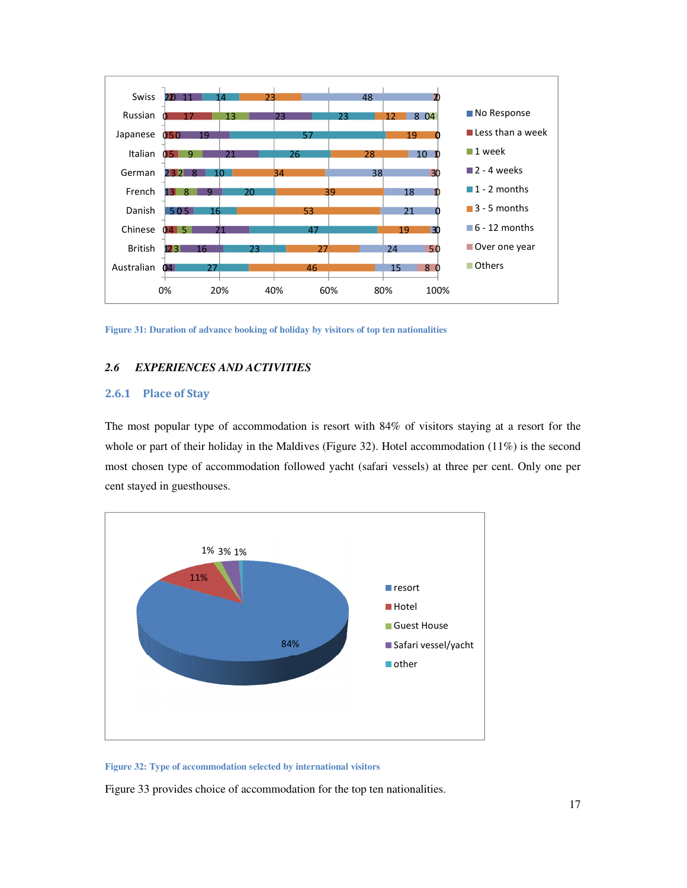Swiss
Russian
Japanese
Italian
German
French
Danish
Chinese
British
Australian

0% 20% 40% 60% 80% 100%

No Response
Less than a week
1 week
2 - 4 weeks
1 - 2 months
3 - 5 months
6 - 12 months
Over one year
Others

Figure 31: Duration of advance booking of holiday by visitors of top ten nationalities

## 2.6 *EXPERIENCES AND ACTIVITIES*

### 2.6.1 Place of Stay

The most popular type of accommodation is resort with 84% of visitors staying at a resort for the whole or part of their holiday in the Maldives (Figure 32). Hotel accommodation (11%) is the second most chosen type of accommodation followed yacht (safari vessels) at three per cent. Only one per cent stayed in guesthouses.

1% 3% 1%
11%
84%

resort
Hotel
Guest House
Safari vessel/yacht
other

Figure 32: Type of accommodation selected by international visitors

Figure 33 provides choice of accommodation for the top ten nationalities.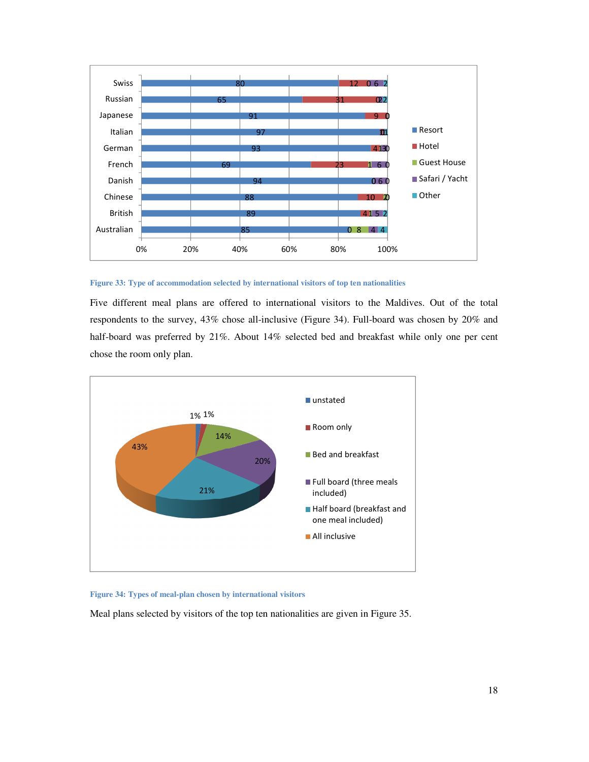Swiss
Russian
Japanese
Italian
German
French
Danish
Chinese
British
Australian

80 12 0 6 2
65 31 0 2 2
91 9 0
97 1 1
93 4 1 3 0
69 23 1 6 0
94 0 6 0
88 10 2 0
89 4 1 5 2
85 0 8 4 4

0% 20% 40% 60% 80% 100%

Resort
Hotel
Guest House
Safari / Yacht
Other

Figure 33: Type of accommodation selected by international visitors of top ten nationalities

Five different meal plans are offered to international visitors to the Maldives. Out of the total respondents to the survey, 43% chose all-inclusive (Figure 34). Full-board was chosen by 20% and half-board was preferred by 21%. About 14% selected bed and breakfast while only one per cent chose the room only plan.

1% 1%
14%
20%
21%
43%

unstated
Room only
Bed and breakfast
Full board (three meals included)
Half board (breakfast and one meal included)
All inclusive

Figure 34: Types of meal-plan chosen by international visitors

Meal plans selected by visitors of the top ten nationalities are given in Figure 35.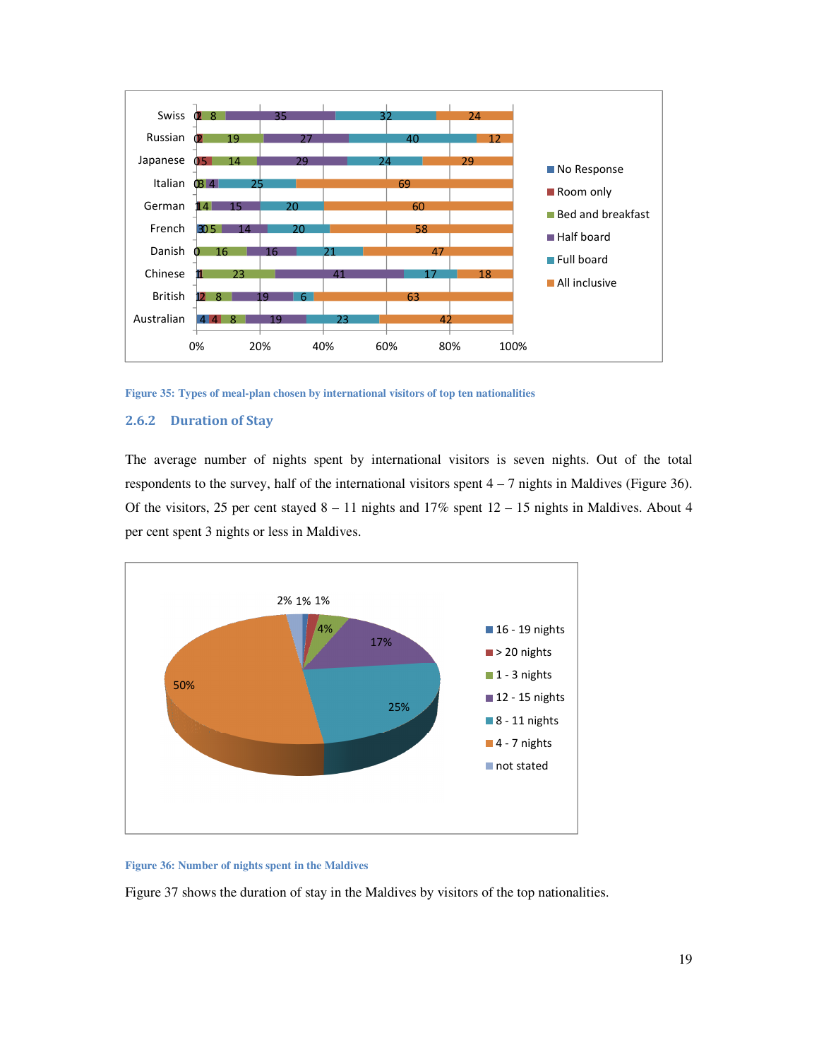Swiss 0 2 8 35 32 24
Russian 0 2 19 27 40 12
Japanese 0 5 14 29 24 29
Italian 0 3 4 25 69
German 1 4 15 20 60
French 3 0 5 14 20 58
Danish 0 16 16 21 47
Chinese 1 1 23 41 17 18
British 1 2 8 19 6 63
Australian 4 4 8 19 23 42

0% 20% 40% 60% 80% 100%

No Response
Room only
Bed and breakfast
Half board
Full board
All inclusive

Figure 35: Types of meal-plan chosen by international visitors of top ten nationalities

### 2.6.2 Duration of Stay

The average number of nights spent by international visitors is seven nights. Out of the total respondents to the survey, half of the international visitors spent 4 – 7 nights in Maldives (Figure 36). Of the visitors, 25 per cent stayed 8 – 11 nights and 17% spent 12 – 15 nights in Maldives. About 4 per cent spent 3 nights or less in Maldives.

2% 1% 1%
4%
17%
50%
25%

16 - 19 nights
> 20 nights
1 - 3 nights
12 - 15 nights
8 - 11 nights
4 - 7 nights
not stated

Figure 36: Number of nights spent in the Maldives

Figure 37 shows the duration of stay in the Maldives by visitors of the top nationalities.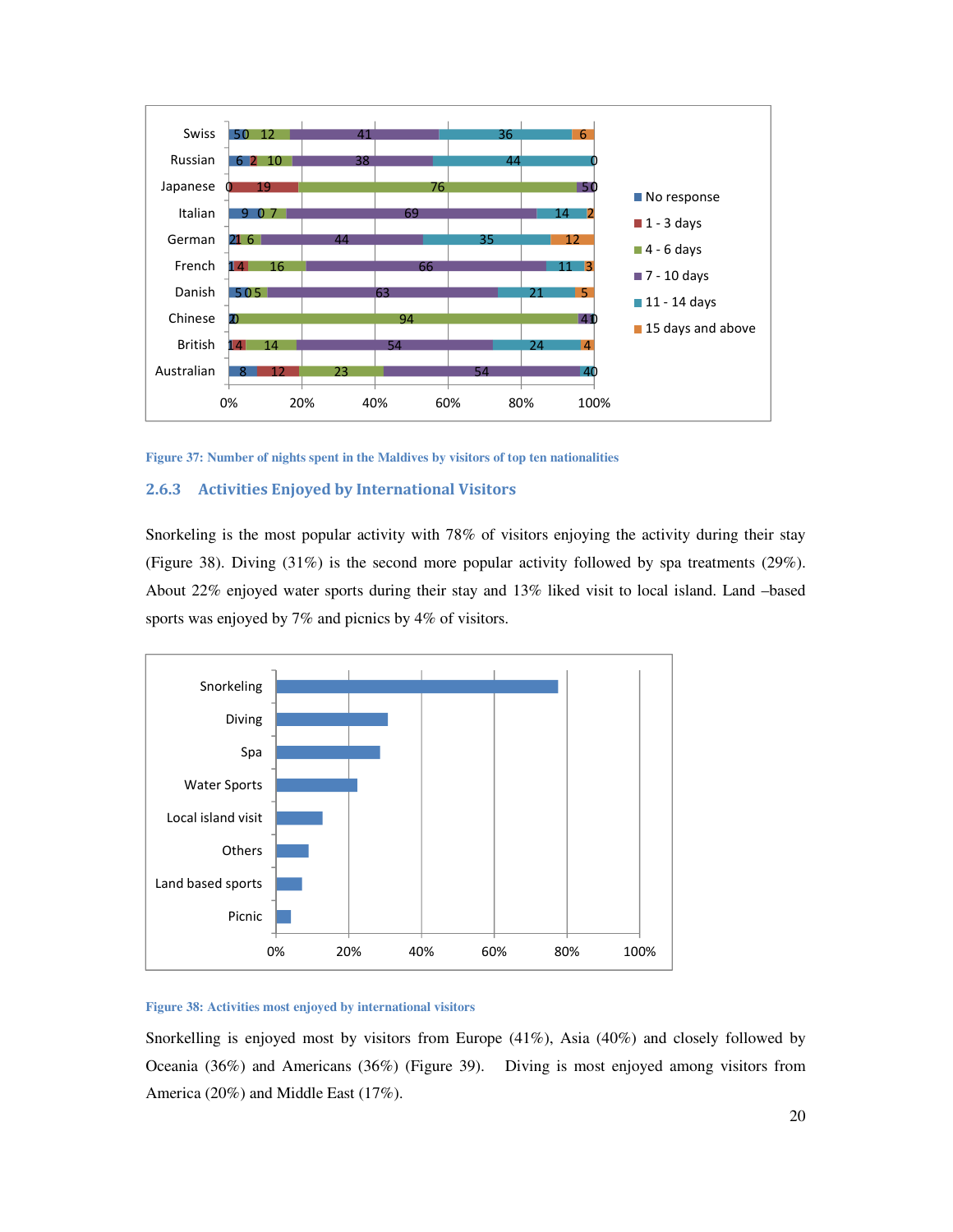Swiss 5 0 12 41 36 6
Russian 6 2 10 38 44 0
Japanese 0 19 76 5 0
Italian 9 0 7 69 14 2
German 2 1 6 44 35 12
French 1 4 16 66 11 3
Danish 5 0 5 63 21 5
Chinese 2 0 94 4 0
British 1 4 14 54 24 4
Australian 8 12 23 54 4 0

0% 20% 40% 60% 80% 100%

No response
1 - 3 days
4 - 6 days
7 - 10 days
11 - 14 days
15 days and above

**Figure 37: Number of nights spent in the Maldives by visitors of top ten nationalities**

### 2.6.3 Activities Enjoyed by International Visitors

Snorkeling is the most popular activity with 78% of visitors enjoying the activity during their stay (Figure 38). Diving (31%) is the second more popular activity followed by spa treatments (29%). About 22% enjoyed water sports during their stay and 13% liked visit to local island. Land –based sports was enjoyed by 7% and picnics by 4% of visitors.

Snorkeling
Diving
Spa
Water Sports
Local island visit
Others
Land based sports
Picnic

0% 20% 40% 60% 80% 100%

**Figure 38: Activities most enjoyed by international visitors**

Snorkelling is enjoyed most by visitors from Europe (41%), Asia (40%) and closely followed by Oceania (36%) and Americans (36%) (Figure 39). Diving is most enjoyed among visitors from America (20%) and Middle East (17%).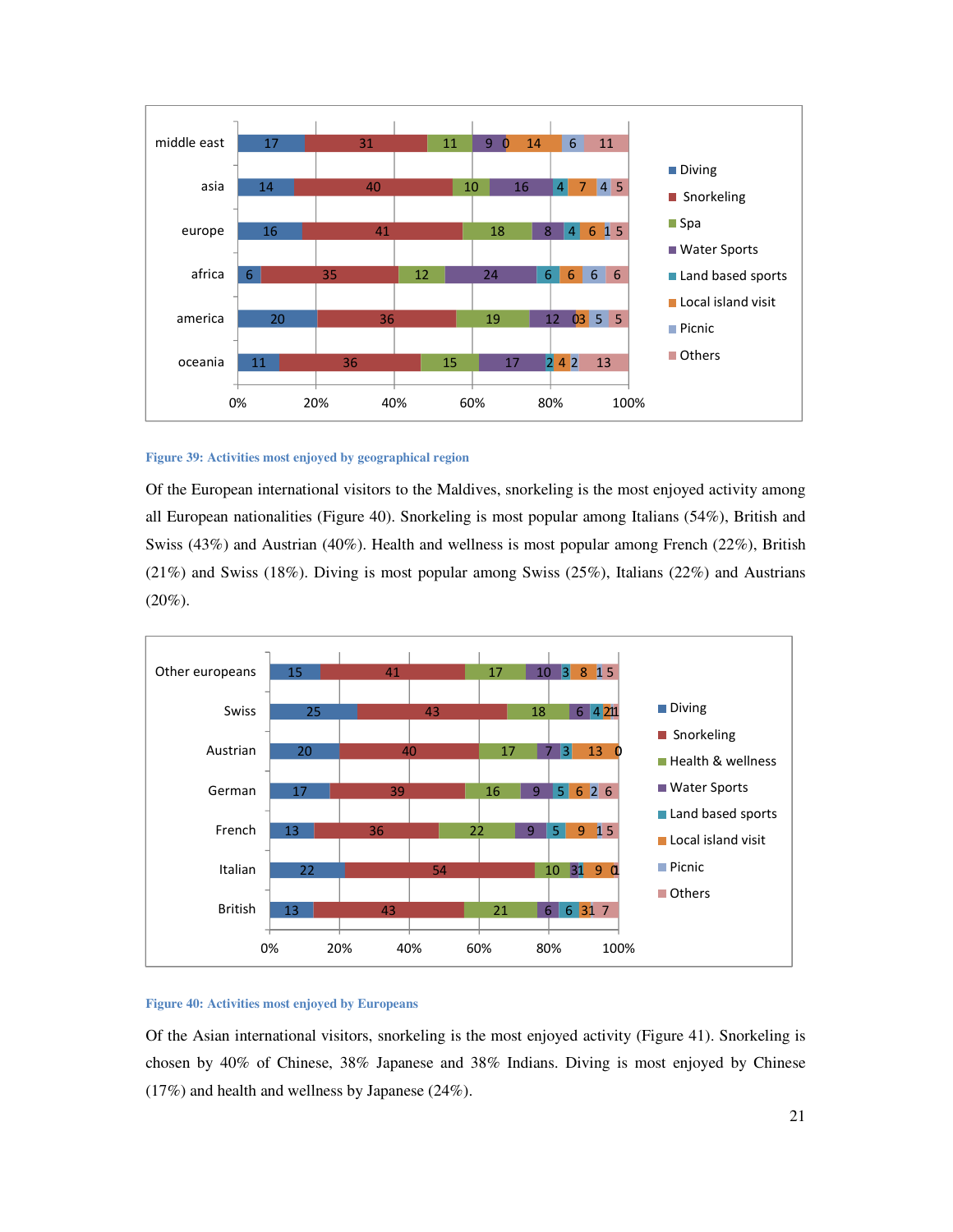middle east
asia
europe
africa
america
oceania

17 31 11 9 0 14 6 11
14 40 10 16 4 7 4 5
16 41 18 8 4 6 1 5
6 35 12 24 6 6 6 6
20 36 19 12 0 3 5 5
11 36 15 17 2 4 2 13

0% 20% 40% 60% 80% 100%

Diving
Snorkeling
Spa
Water Sports
Land based sports
Local island visit
Picnic
Others

**Figure 39: Activities most enjoyed by geographical region**

Of the European international visitors to the Maldives, snorkeling is the most enjoyed activity among all European nationalities (Figure 40). Snorkeling is most popular among Italians (54%), British and Swiss (43%) and Austrian (40%). Health and wellness is most popular among French (22%), British (21%) and Swiss (18%). Diving is most popular among Swiss (25%), Italians (22%) and Austrians (20%).

Other europeans
Swiss
Austrian
German
French
Italian
British

15 41 17 10 3 8 1 5
25 43 18 6 4 2 1 1
20 40 17 7 3 13 0
17 39 16 9 5 6 2 6
13 36 22 9 5 9 1 5
22 54 10 3 1 9 0 1
13 43 21 6 6 3 1 7

0% 20% 40% 60% 80% 100%

Diving
Snorkeling
Health & wellness
Water Sports
Land based sports
Local island visit
Picnic
Others

**Figure 40: Activities most enjoyed by Europeans**

Of the Asian international visitors, snorkeling is the most enjoyed activity (Figure 41). Snorkeling is chosen by 40% of Chinese, 38% Japanese and 38% Indians. Diving is most enjoyed by Chinese (17%) and health and wellness by Japanese (24%).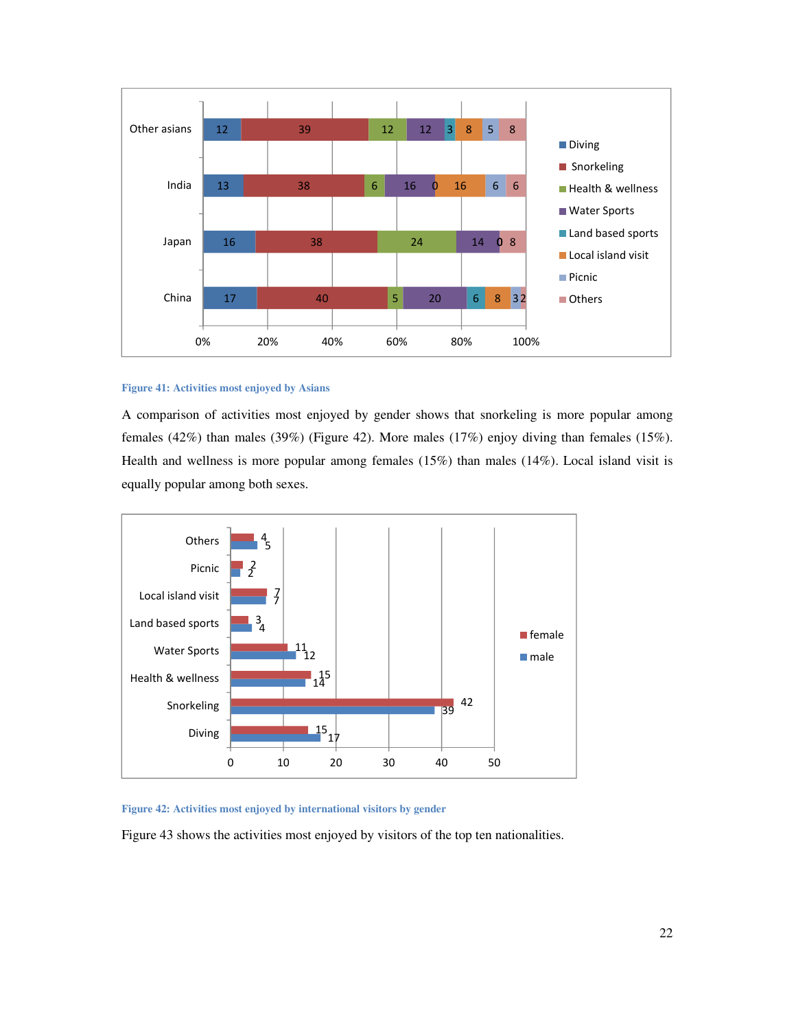Other asians
12 39 12 12 3 8 5 8

India
13 38 6 16 0 16 6 6

Japan
16 38 24 14 0 8

China
17 40 5 20 6 8 3 2

0% 20% 40% 60% 80% 100%

Diving
Snorkeling
Health & wellness
Water Sports
Land based sports
Local island visit
Picnic
Others

**Figure 41: Activities most enjoyed by Asians**

A comparison of activities most enjoyed by gender shows that snorkeling is more popular among females (42%) than males (39%) (Figure 42). More males (17%) enjoy diving than females (15%). Health and wellness is more popular among females (15%) than males (14%). Local island visit is equally popular among both sexes.

Others 4 5
Picnic 2 2
Local island visit 7 7
Land based sports 3 4
Water Sports 11 12
Health & wellness 15 14
Snorkeling 42 39
Diving 15 17

0 10 20 30 40 50

female
male

**Figure 42: Activities most enjoyed by international visitors by gender**

Figure 43 shows the activities most enjoyed by visitors of the top ten nationalities.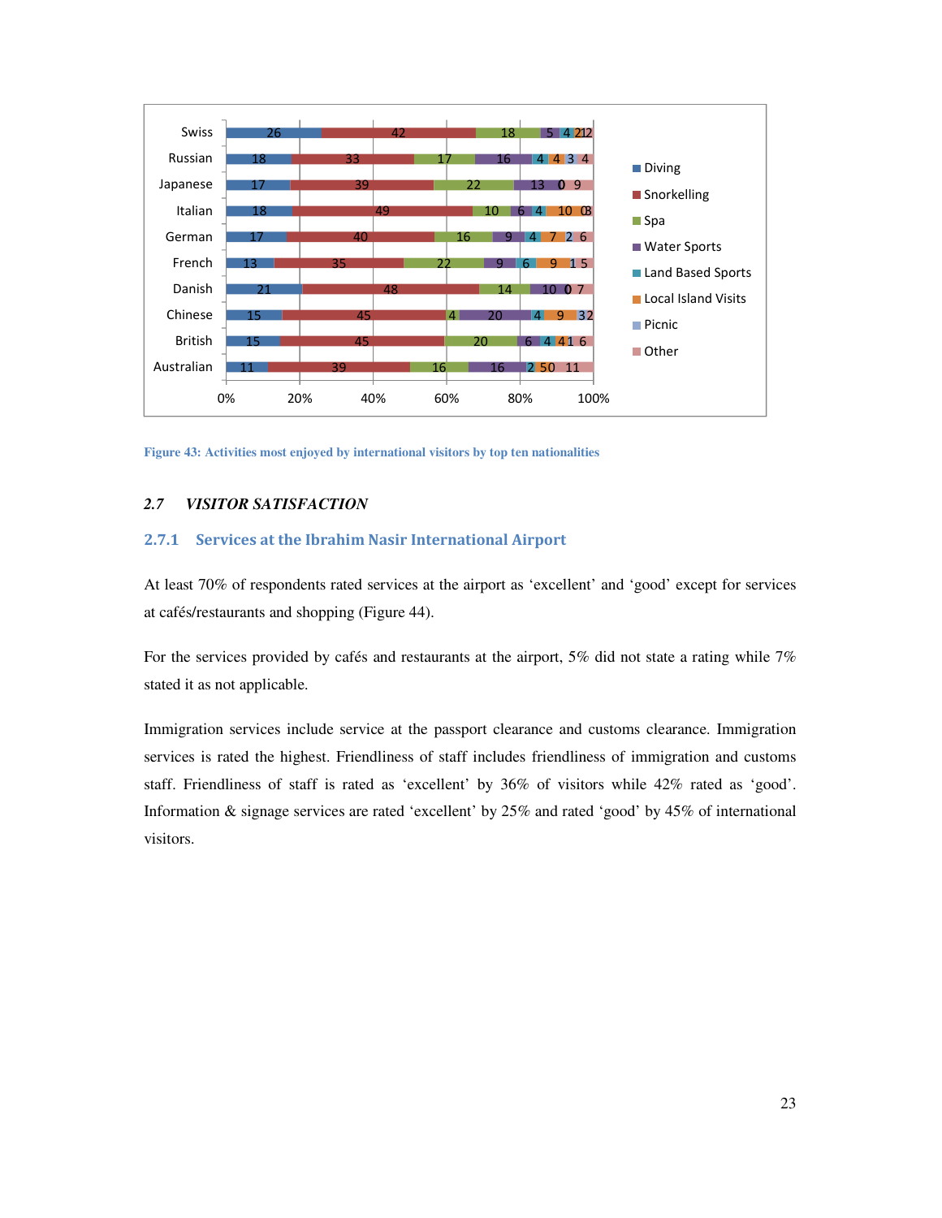Swiss
Russian
Japanese
Italian
German
French
Danish
Chinese
British
Australian

26 42 18 5 4 2 1 2
18 33 17 16 4 4 3 4
17 39 22 13 0 9
18 49 10 6 4 10 0 3
17 40 16 9 4 7 2 6
13 35 22 9 6 9 1 5
21 48 14 10 0 7
15 45 4 20 4 9 3 2
15 45 20 6 4 4 1 6
11 39 16 16 2 5 0 11

0% 20% 40% 60% 80% 100%

Diving
Snorkelling
Spa
Water Sports
Land Based Sports
Local Island Visits
Picnic
Other

**Figure 43: Activities most enjoyed by international visitors by top ten nationalities**

## *2.7 VISITOR SATISFACTION*

### 2.7.1 Services at the Ibrahim Nasir International Airport

At least 70% of respondents rated services at the airport as 'excellent' and 'good' except for services at cafés/restaurants and shopping (Figure 44).

For the services provided by cafés and restaurants at the airport, 5% did not state a rating while 7% stated it as not applicable.

Immigration services include service at the passport clearance and customs clearance. Immigration services is rated the highest. Friendliness of staff includes friendliness of immigration and customs staff. Friendliness of staff is rated as 'excellent' by 36% of visitors while 42% rated as 'good'. Information & signage services are rated 'excellent' by 25% and rated 'good' by 45% of international visitors.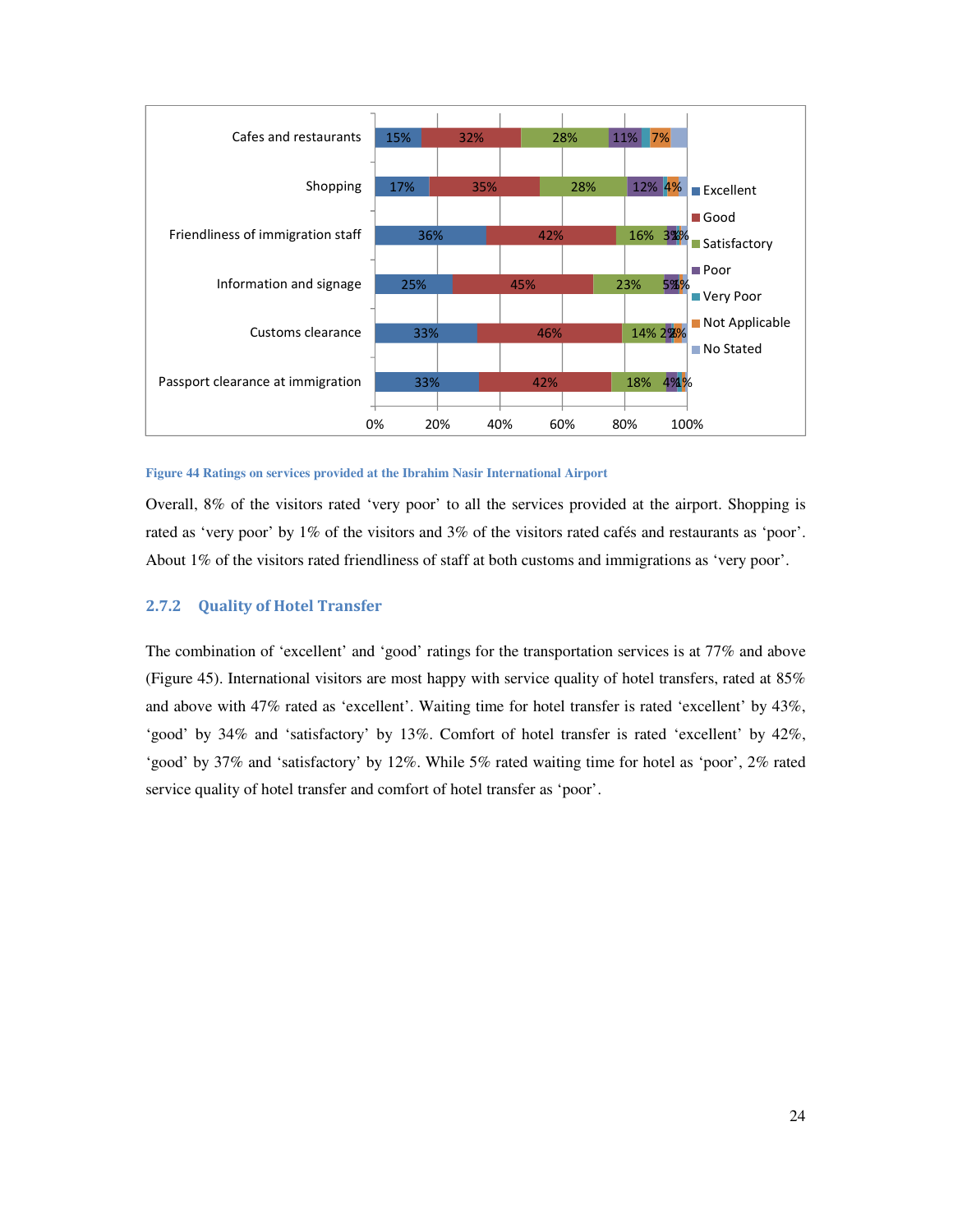Figure 44 Ratings on services provided at the Ibrahim Nasir International Airport

Overall, 8% of the visitors rated 'very poor' to all the services provided at the airport. Shopping is rated as 'very poor' by 1% of the visitors and 3% of the visitors rated cafés and restaurants as 'poor'. About 1% of the visitors rated friendliness of staff at both customs and immigrations as 'very poor'.

### 2.7.2 Quality of Hotel Transfer

The combination of 'excellent' and 'good' ratings for the transportation services is at 77% and above (Figure 45). International visitors are most happy with service quality of hotel transfers, rated at 85% and above with 47% rated as 'excellent'. Waiting time for hotel transfer is rated 'excellent' by 43%, 'good' by 34% and 'satisfactory' by 13%. Comfort of hotel transfer is rated 'excellent' by 42%, 'good' by 37% and 'satisfactory' by 12%. While 5% rated waiting time for hotel as 'poor', 2% rated service quality of hotel transfer and comfort of hotel transfer as 'poor'.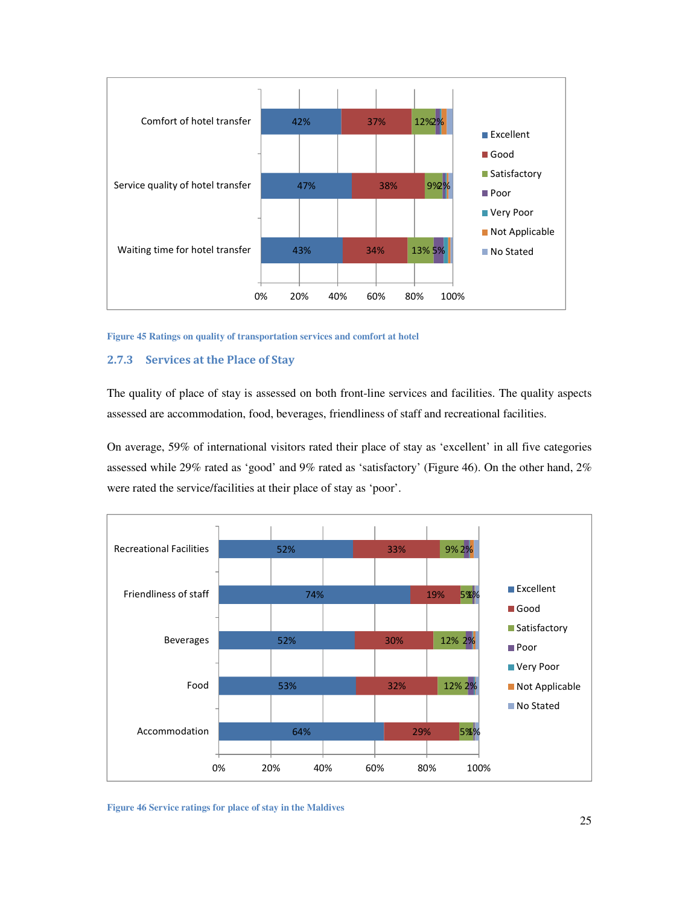Figure 45 Ratings on quality of transportation services and comfort at hotel

### 2.7.3 Services at the Place of Stay

The quality of place of stay is assessed on both front-line services and facilities. The quality aspects assessed are accommodation, food, beverages, friendliness of staff and recreational facilities.

On average, 59% of international visitors rated their place of stay as 'excellent' in all five categories assessed while 29% rated as 'good' and 9% rated as 'satisfactory' (Figure 46). On the other hand, 2% were rated the service/facilities at their place of stay as 'poor'.

Figure 46 Service ratings for place of stay in the Maldives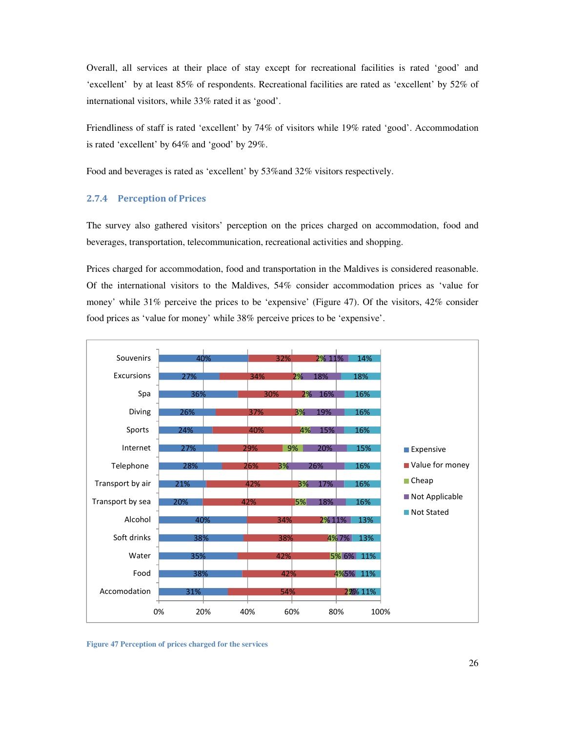Overall, all services at their place of stay except for recreational facilities is rated 'good' and 'excellent' by at least 85% of respondents. Recreational facilities are rated as 'excellent' by 52% of international visitors, while 33% rated it as 'good'.

Friendliness of staff is rated 'excellent' by 74% of visitors while 19% rated 'good'. Accommodation is rated 'excellent' by 64% and 'good' by 29%.

Food and beverages is rated as 'excellent' by 53%and 32% visitors respectively.

### 2.7.4 Perception of Prices

The survey also gathered visitors' perception on the prices charged on accommodation, food and beverages, transportation, telecommunication, recreational activities and shopping.

Prices charged for accommodation, food and transportation in the Maldives is considered reasonable. Of the international visitors to the Maldives, 54% consider accommodation prices as 'value for money' while 31% perceive the prices to be 'expensive' (Figure 47). Of the visitors, 42% consider food prices as 'value for money' while 38% perceive prices to be 'expensive'.

Souvenirs: 40% 32% 2% 11% 14%
Excursions: 27% 34% 2% 18% 18%
Spa: 36% 30% 2% 16% 16%
Diving: 26% 37% 3% 19% 16%
Sports: 24% 40% 4% 15% 16%
Internet: 27% 29% 9% 20% 15%
Telephone: 28% 26% 3% 26% 16%
Transport by air: 21% 42% 3% 17% 16%
Transport by sea: 20% 42% 5% 18% 16%
Alcohol: 40% 34% 2% 11% 13%
Soft drinks: 38% 38% 4% 7% 13%
Water: 35% 42% 5% 6% 11%
Food: 38% 42% 4% 5% 11%
Accomodation: 31% 54% 2% 2% 11%

0% 20% 40% 60% 80% 100%

Expensive
Value for money
Cheap
Not Applicable
Not Stated

Figure 47 Perception of prices charged for the services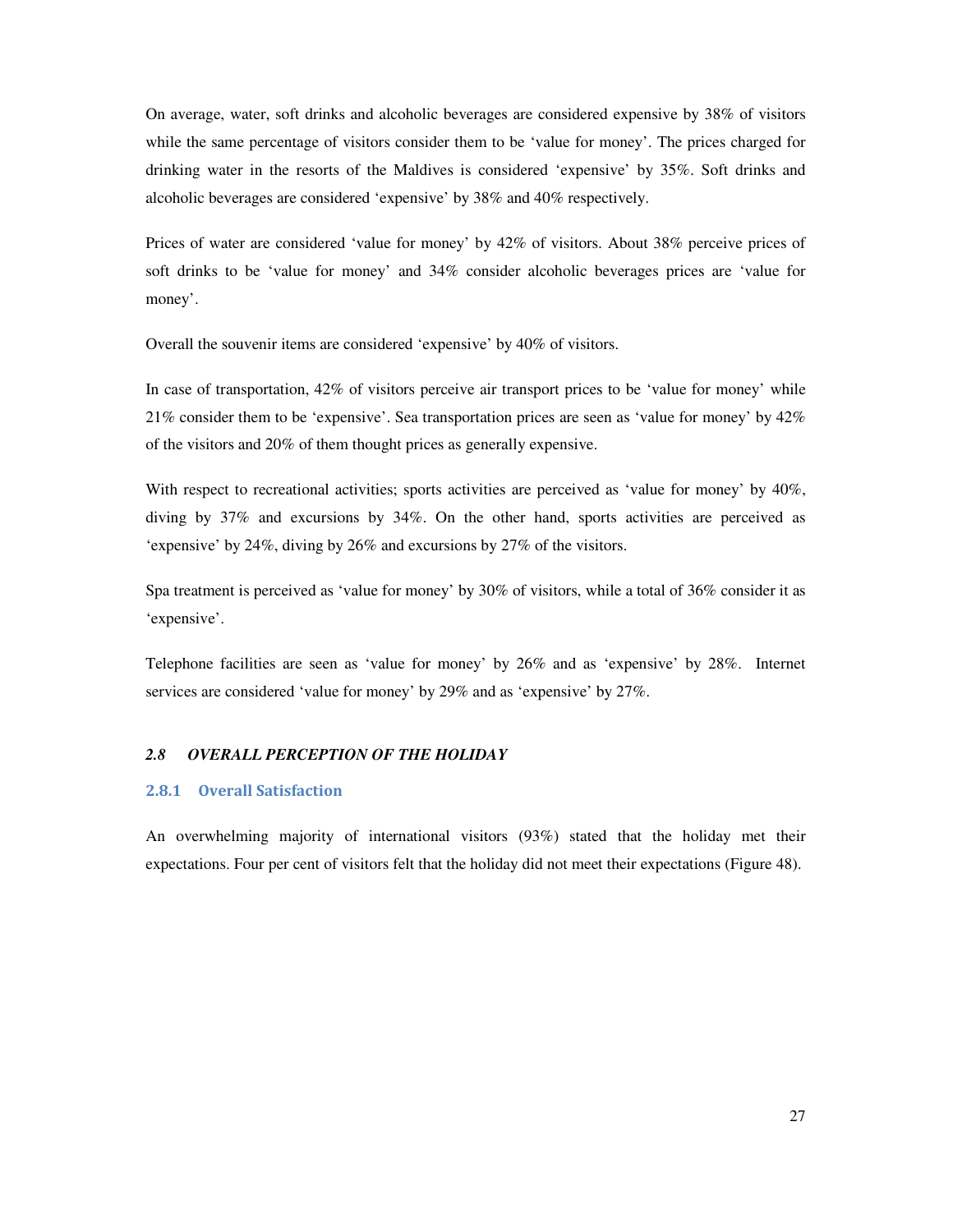On average, water, soft drinks and alcoholic beverages are considered expensive by 38% of visitors while the same percentage of visitors consider them to be 'value for money'. The prices charged for drinking water in the resorts of the Maldives is considered 'expensive' by 35%. Soft drinks and alcoholic beverages are considered 'expensive' by 38% and 40% respectively.

Prices of water are considered 'value for money' by 42% of visitors. About 38% perceive prices of soft drinks to be 'value for money' and 34% consider alcoholic beverages prices are 'value for money'.

Overall the souvenir items are considered 'expensive' by 40% of visitors.

In case of transportation, 42% of visitors perceive air transport prices to be 'value for money' while 21% consider them to be 'expensive'. Sea transportation prices are seen as 'value for money' by 42% of the visitors and 20% of them thought prices as generally expensive.

With respect to recreational activities; sports activities are perceived as 'value for money' by 40%, diving by 37% and excursions by 34%. On the other hand, sports activities are perceived as 'expensive' by 24%, diving by 26% and excursions by 27% of the visitors.

Spa treatment is perceived as 'value for money' by 30% of visitors, while a total of 36% consider it as 'expensive'.

Telephone facilities are seen as 'value for money' by 26% and as 'expensive' by 28%. Internet services are considered 'value for money' by 29% and as 'expensive' by 27%.

## *2.8 OVERALL PERCEPTION OF THE HOLIDAY*

### 2.8.1 Overall Satisfaction

An overwhelming majority of international visitors (93%) stated that the holiday met their expectations. Four per cent of visitors felt that the holiday did not meet their expectations (Figure 48).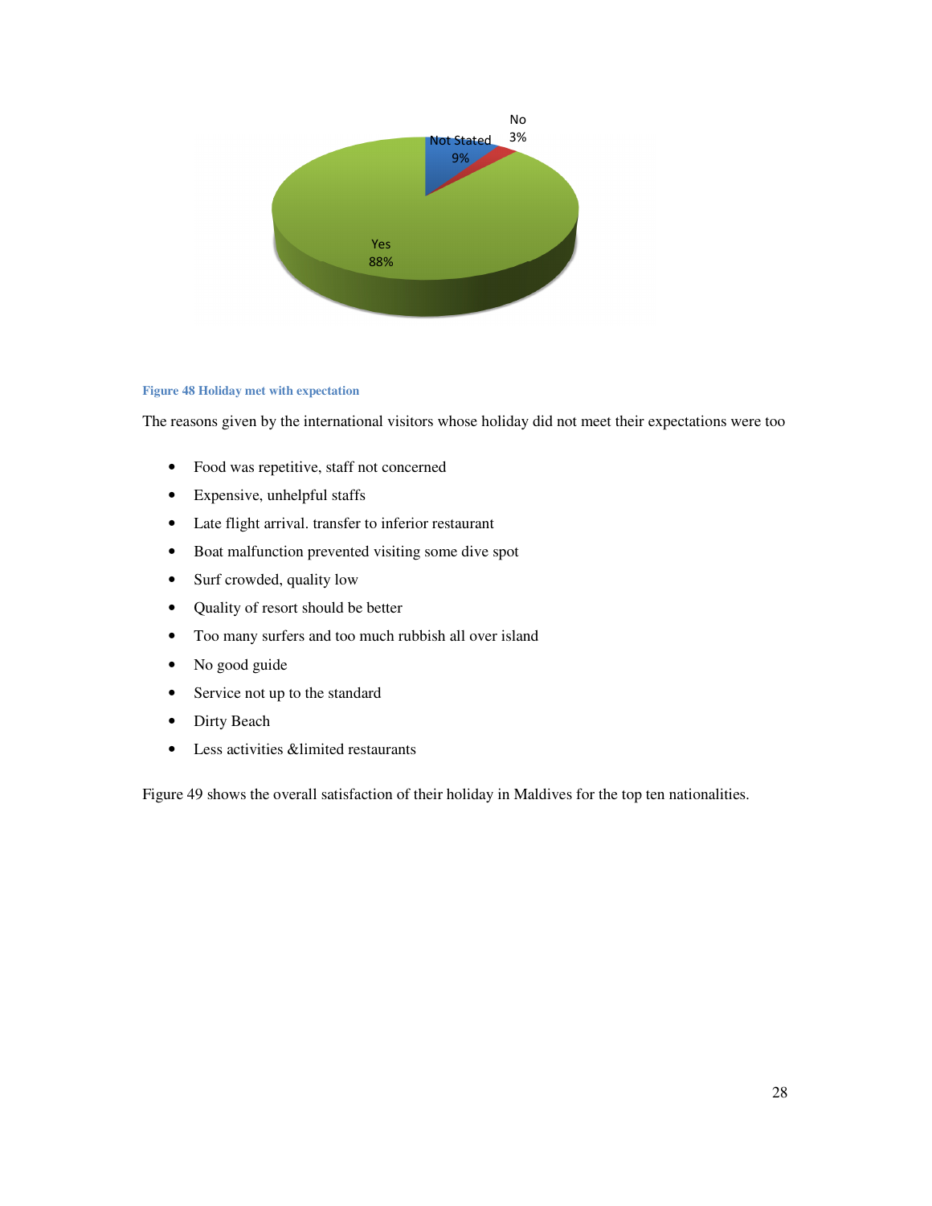No
3%

Not Stated
9%

Yes
88%

**Figure 48 Holiday met with expectation**

The reasons given by the international visitors whose holiday did not meet their expectations were too

- Food was repetitive, staff not concerned
- Expensive, unhelpful staffs
- Late flight arrival. transfer to inferior restaurant
- Boat malfunction prevented visiting some dive spot
- Surf crowded, quality low
- Quality of resort should be better
- Too many surfers and too much rubbish all over island
- No good guide
- Service not up to the standard
- Dirty Beach
- Less activities &limited restaurants

Figure 49 shows the overall satisfaction of their holiday in Maldives for the top ten nationalities.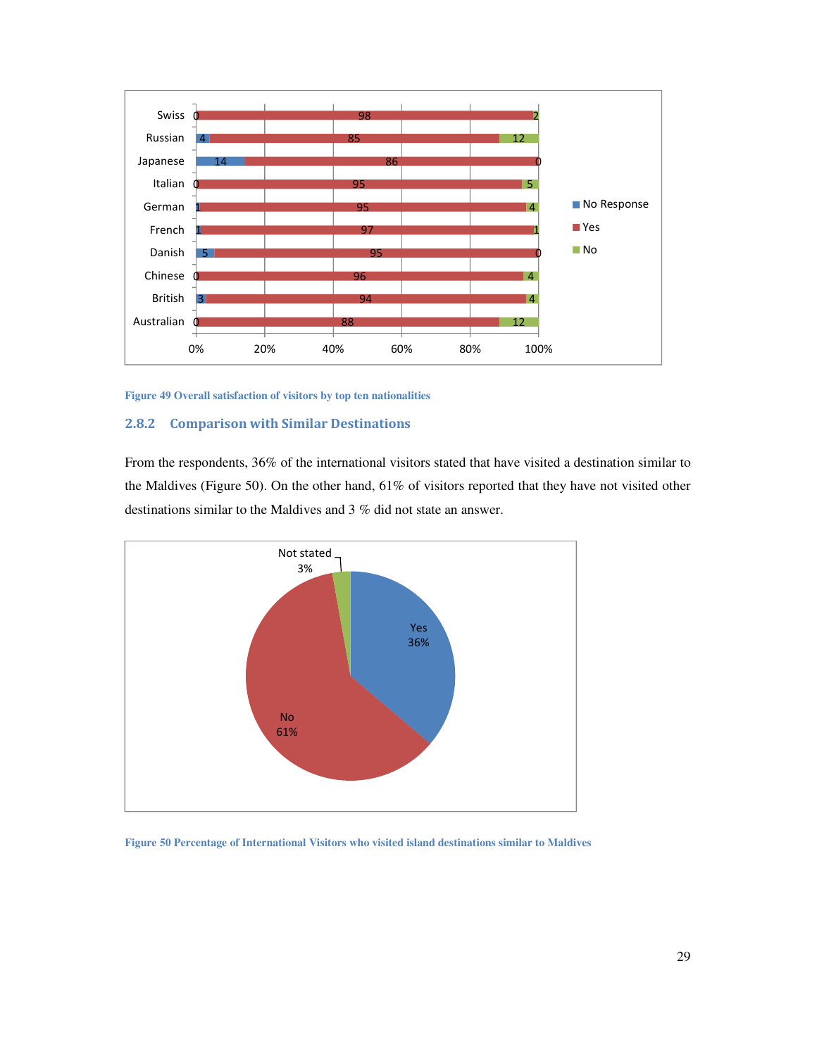Swiss 0 98 2
Russian 4 85 12
Japanese 14 86 0
Italian 0 95 5
German 1 95 4
French 1 97 1
Danish 5 95 0
Chinese 0 96 4
British 3 94 4
Australian 0 88 12

0% 20% 40% 60% 80% 100%

No Response
Yes
No

Figure 49 Overall satisfaction of visitors by top ten nationalities

### 2.8.2 Comparison with Similar Destinations

From the respondents, 36% of the international visitors stated that have visited a destination similar to the Maldives (Figure 50). On the other hand, 61% of visitors reported that they have not visited other destinations similar to the Maldives and 3 % did not state an answer.

Not stated 3%
Yes 36%
No 61%

Figure 50 Percentage of International Visitors who visited island destinations similar to Maldives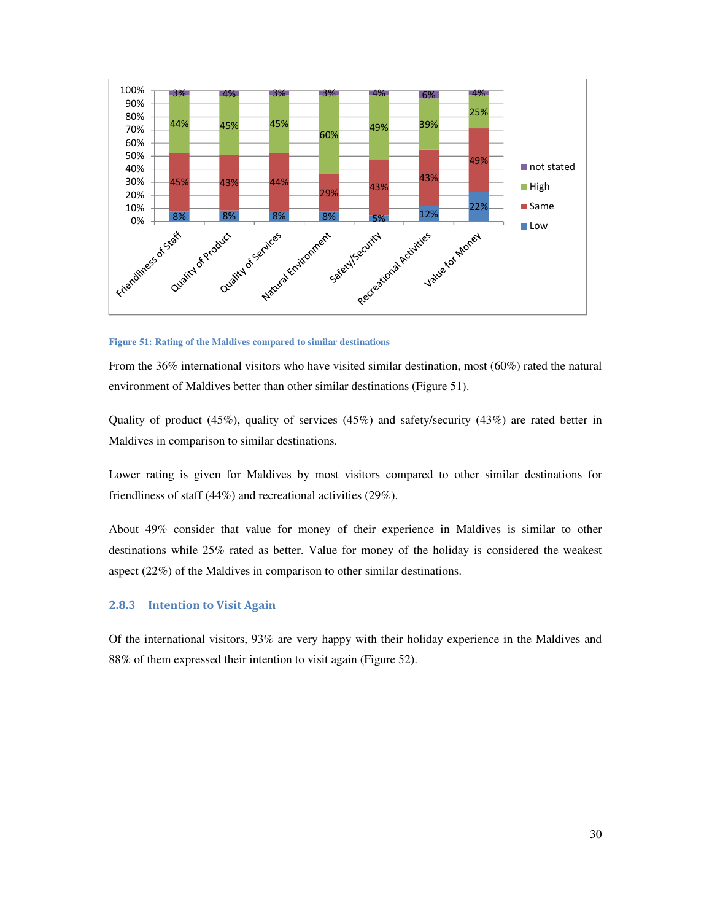100%
90%
80%
70%
60%
50%
40%
30%
20%
10%
0%

Friendliness of Staff: 8%, 45%, 44%, 3%
Quality of Product: 8%, 43%, 45%, 4%
Quality of Services: 8%, 44%, 45%, 3%
Natural Environment: 8%, 29%, 60%, 3%
Safety/Security: 5%, 43%, 49%, 4%
Recreational Activities: 12%, 43%, 39%, 6%
Value for Money: 22%, 49%, 25%, 4%

not stated
High
Same
Low

**Figure 51: Rating of the Maldives compared to similar destinations**

From the 36% international visitors who have visited similar destination, most (60%) rated the natural environment of Maldives better than other similar destinations (Figure 51).

Quality of product (45%), quality of services (45%) and safety/security (43%) are rated better in Maldives in comparison to similar destinations.

Lower rating is given for Maldives by most visitors compared to other similar destinations for friendliness of staff (44%) and recreational activities (29%).

About 49% consider that value for money of their experience in Maldives is similar to other destinations while 25% rated as better. Value for money of the holiday is considered the weakest aspect (22%) of the Maldives in comparison to other similar destinations.

### 2.8.3 Intention to Visit Again

Of the international visitors, 93% are very happy with their holiday experience in the Maldives and 88% of them expressed their intention to visit again (Figure 52).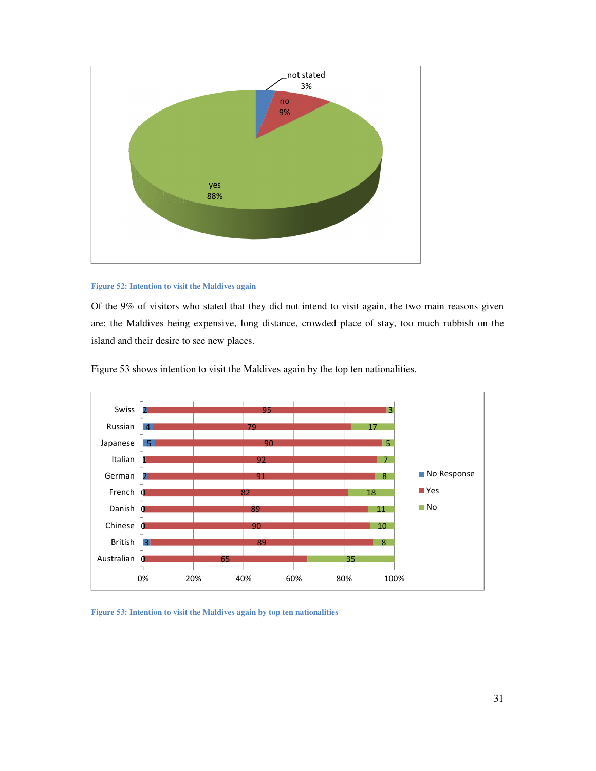not stated
3%
no
9%
yes
88%

**Figure 52: Intention to visit the Maldives again**

Of the 9% of visitors who stated that they did not intend to visit again, the two main reasons given are: the Maldives being expensive, long distance, crowded place of stay, too much rubbish on the island and their desire to see new places.

Figure 53 shows intention to visit the Maldives again by the top ten nationalities.

Swiss 2 95 3
Russian 4 79 17
Japanese 5 90 5
Italian 1 92 7
German 2 91 8
French 0 82 18
Danish 0 89 11
Chinese 0 90 10
British 3 89 8
Australian 0 65 35

0% 20% 40% 60% 80% 100%

No Response
Yes
No

**Figure 53: Intention to visit the Maldives again by top ten nationalities**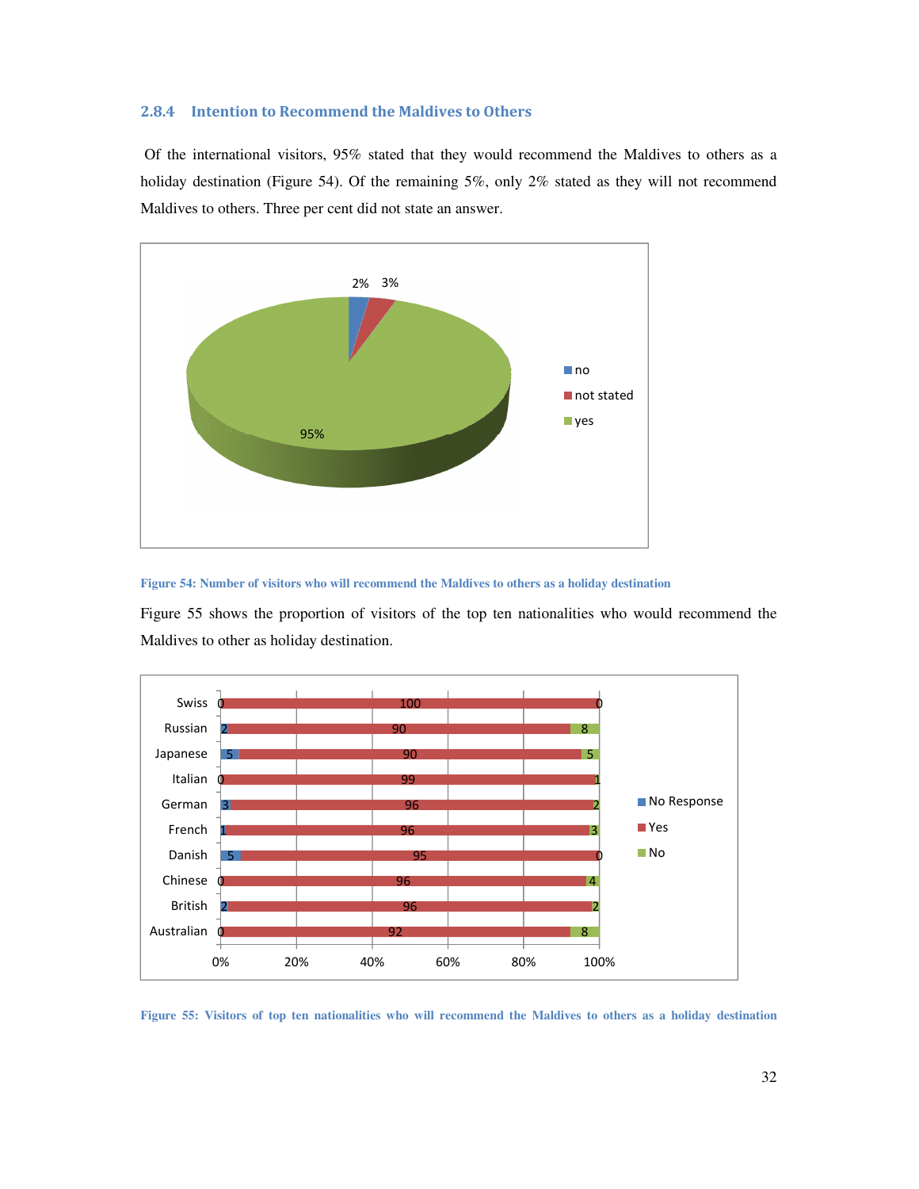### 2.8.4 Intention to Recommend the Maldives to Others

Of the international visitors, 95% stated that they would recommend the Maldives to others as a holiday destination (Figure 54). Of the remaining 5%, only 2% stated as they will not recommend Maldives to others. Three per cent did not state an answer.

2%
3%
95%
no
not stated
yes

Figure 54: Number of visitors who will recommend the Maldives to others as a holiday destination

Figure 55 shows the proportion of visitors of the top ten nationalities who would recommend the Maldives to other as holiday destination.

Swiss 0 100 0
Russian 2 90 8
Japanese 5 90 5
Italian 0 99 1
German 3 96 2
French 1 96 3
Danish 5 95 0
Chinese 0 96 4
British 2 96 2
Australian 0 92 8

0% 20% 40% 60% 80% 100%

No Response
Yes
No

Figure 55: Visitors of top ten nationalities who will recommend the Maldives to others as a holiday destination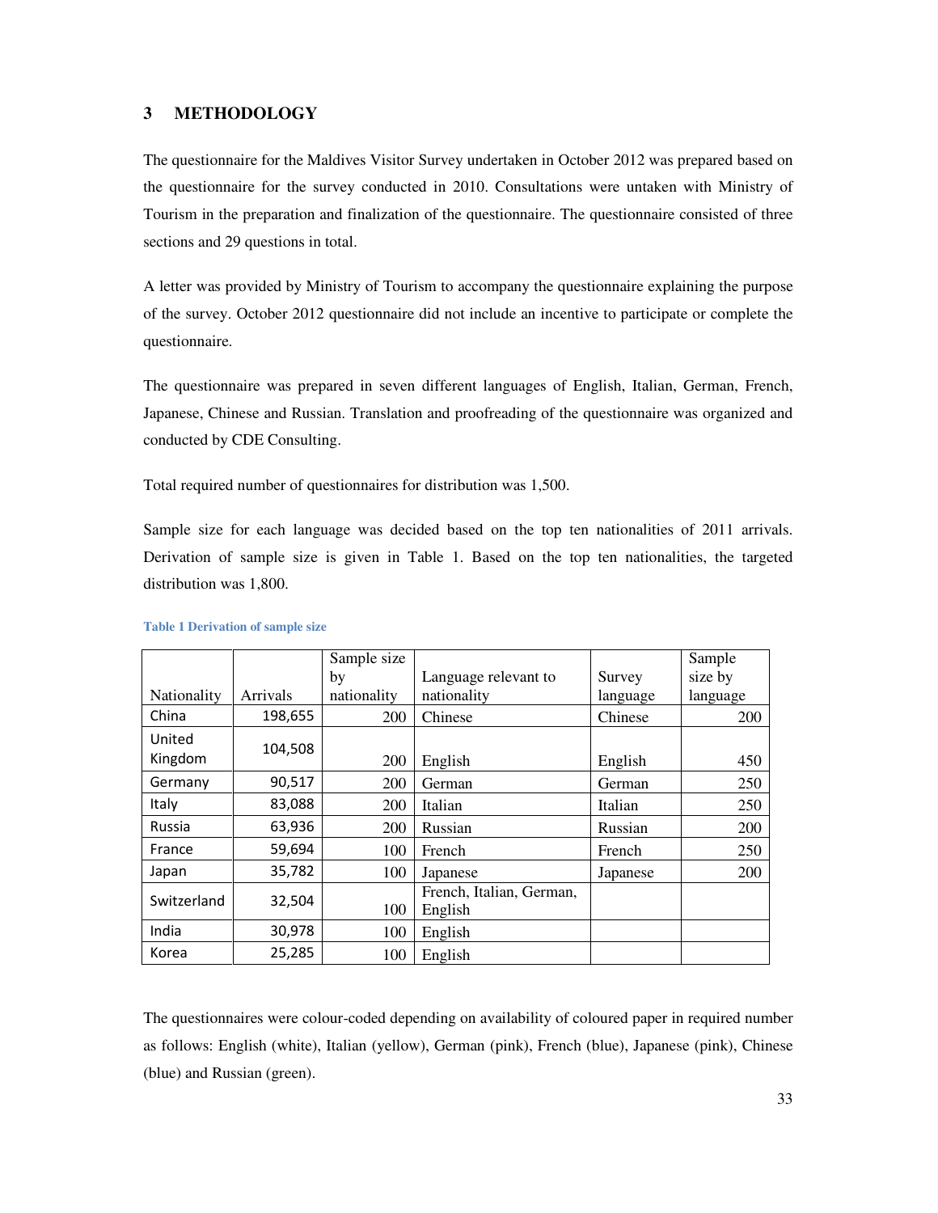## 3 METHODOLOGY

The questionnaire for the Maldives Visitor Survey undertaken in October 2012 was prepared based on the questionnaire for the survey conducted in 2010. Consultations were untaken with Ministry of Tourism in the preparation and finalization of the questionnaire. The questionnaire consisted of three sections and 29 questions in total.

A letter was provided by Ministry of Tourism to accompany the questionnaire explaining the purpose of the survey. October 2012 questionnaire did not include an incentive to participate or complete the questionnaire.

The questionnaire was prepared in seven different languages of English, Italian, German, French, Japanese, Chinese and Russian. Translation and proofreading of the questionnaire was organized and conducted by CDE Consulting.

Total required number of questionnaires for distribution was 1,500.

Sample size for each language was decided based on the top ten nationalities of 2011 arrivals. Derivation of sample size is given in Table 1. Based on the top ten nationalities, the targeted distribution was 1,800.

**Table 1 Derivation of sample size**

| Nationality | Arrivals | Sample size by nationality | Language relevant to nationality | Survey language | Sample size by language |
|---|---|---|---|---|---|
| China | 198,655 | 200 | Chinese | Chinese | 200 |
| United Kingdom | 104,508 | 200 | English | English | 450 |
| Germany | 90,517 | 200 | German | German | 250 |
| Italy | 83,088 | 200 | Italian | Italian | 250 |
| Russia | 63,936 | 200 | Russian | Russian | 200 |
| France | 59,694 | 100 | French | French | 250 |
| Japan | 35,782 | 100 | Japanese | Japanese | 200 |
| Switzerland | 32,504 | 100 | French, Italian, German, English | | |
| India | 30,978 | 100 | English | | |
| Korea | 25,285 | 100 | English | | |

The questionnaires were colour-coded depending on availability of coloured paper in required number as follows: English (white), Italian (yellow), German (pink), French (blue), Japanese (pink), Chinese (blue) and Russian (green).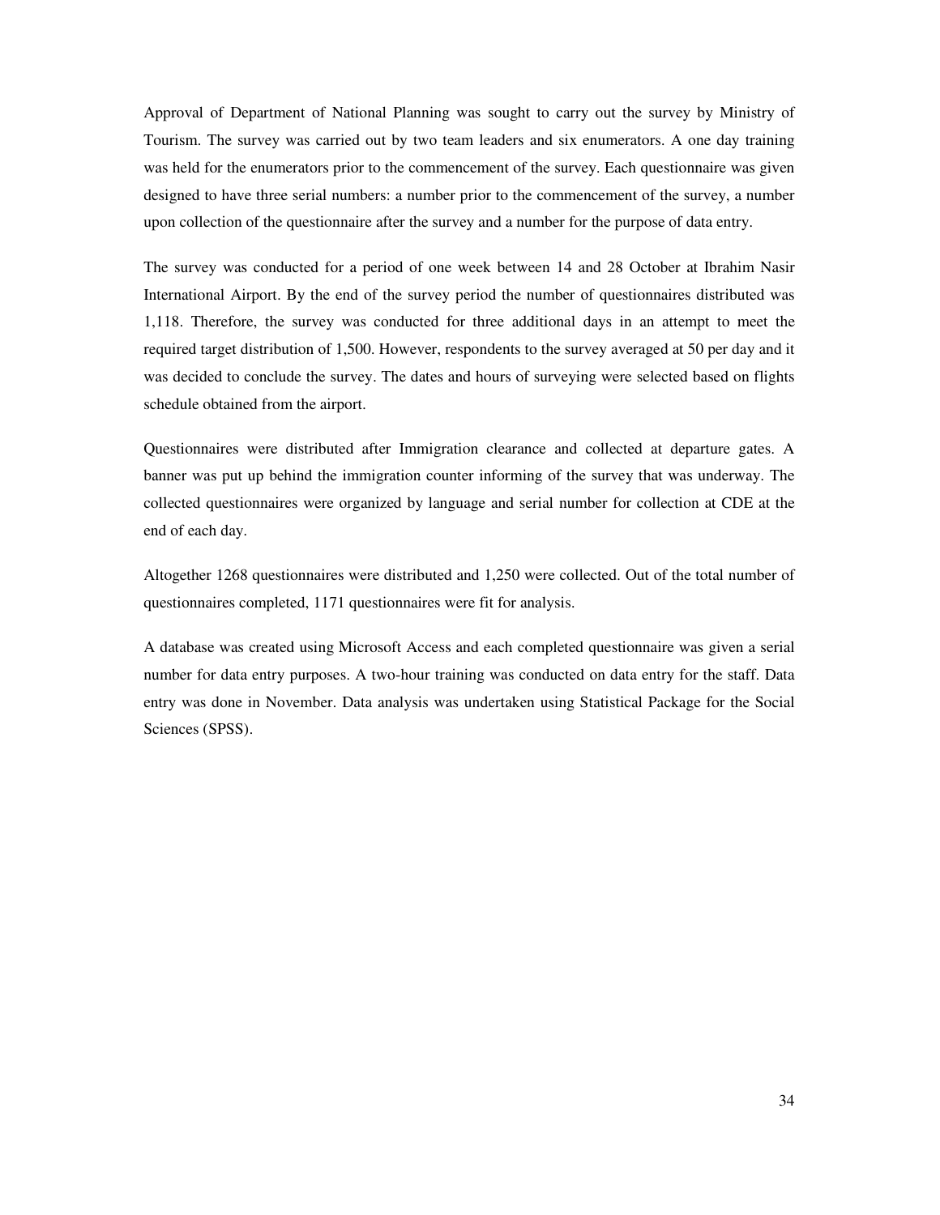Approval of Department of National Planning was sought to carry out the survey by Ministry of Tourism. The survey was carried out by two team leaders and six enumerators. A one day training was held for the enumerators prior to the commencement of the survey. Each questionnaire was given designed to have three serial numbers: a number prior to the commencement of the survey, a number upon collection of the questionnaire after the survey and a number for the purpose of data entry.

The survey was conducted for a period of one week between 14 and 28 October at Ibrahim Nasir International Airport. By the end of the survey period the number of questionnaires distributed was 1,118. Therefore, the survey was conducted for three additional days in an attempt to meet the required target distribution of 1,500. However, respondents to the survey averaged at 50 per day and it was decided to conclude the survey. The dates and hours of surveying were selected based on flights schedule obtained from the airport.

Questionnaires were distributed after Immigration clearance and collected at departure gates. A banner was put up behind the immigration counter informing of the survey that was underway. The collected questionnaires were organized by language and serial number for collection at CDE at the end of each day.

Altogether 1268 questionnaires were distributed and 1,250 were collected. Out of the total number of questionnaires completed, 1171 questionnaires were fit for analysis.

A database was created using Microsoft Access and each completed questionnaire was given a serial number for data entry purposes. A two-hour training was conducted on data entry for the staff. Data entry was done in November. Data analysis was undertaken using Statistical Package for the Social Sciences (SPSS).